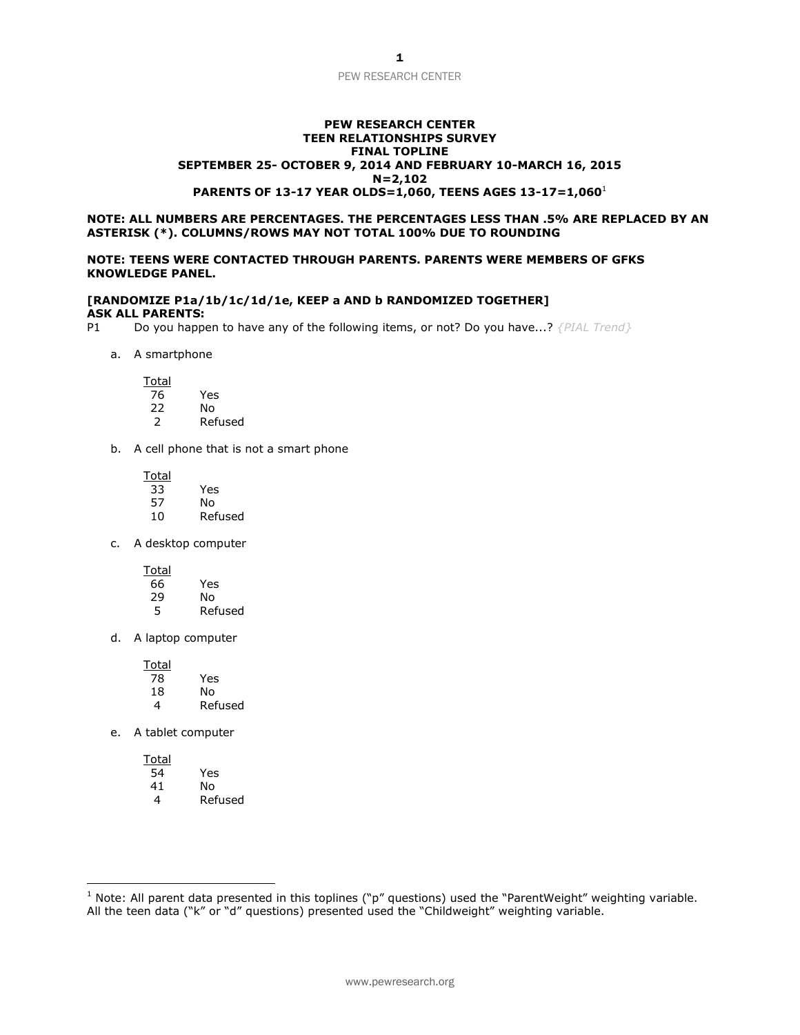**PEW RESEARCH CENTER**
**TEEN RELATIONSHIPS SURVEY**
**FINAL TOPLINE**
**SEPTEMBER 25- OCTOBER 9, 2014 AND FEBRUARY 10-MARCH 16, 2015**
**N=2,102**
**PARENTS OF 13-17 YEAR OLDS=1,060, TEENS AGES 13-17=1,060**[1]

**NOTE: ALL NUMBERS ARE PERCENTAGES. THE PERCENTAGES LESS THAN .5% ARE REPLACED BY AN ASTERISK (*). COLUMNS/ROWS MAY NOT TOTAL 100% DUE TO ROUNDING**

**NOTE: TEENS WERE CONTACTED THROUGH PARENTS. PARENTS WERE MEMBERS OF GFKS KNOWLEDGE PANEL.**

**[RANDOMIZE P1a/1b/1c/1d/1e, KEEP a AND b RANDOMIZED TOGETHER]**
**ASK ALL PARENTS:**

P1 Do you happen to have any of the following items, or not? Do you have...? *{PIAL Trend}*

a. A smartphone

| Total | |
|---|---|
| 76 | Yes |
| 22 | No |
| 2 | Refused |

b. A cell phone that is not a smart phone

| Total | |
|---|---|
| 33 | Yes |
| 57 | No |
| 10 | Refused |

c. A desktop computer

| Total | |
|---|---|
| 66 | Yes |
| 29 | No |
| 5 | Refused |

d. A laptop computer

| Total | |
|---|---|
| 78 | Yes |
| 18 | No |
| 4 | Refused |

e. A tablet computer

| Total | |
|---|---|
| 54 | Yes |
| 41 | No |
| 4 | Refused |

[1] Note: All parent data presented in this toplines ("p" questions) used the "ParentWeight" weighting variable. All the teen data ("k" or "d" questions) presented used the "Childweight" weighting variable.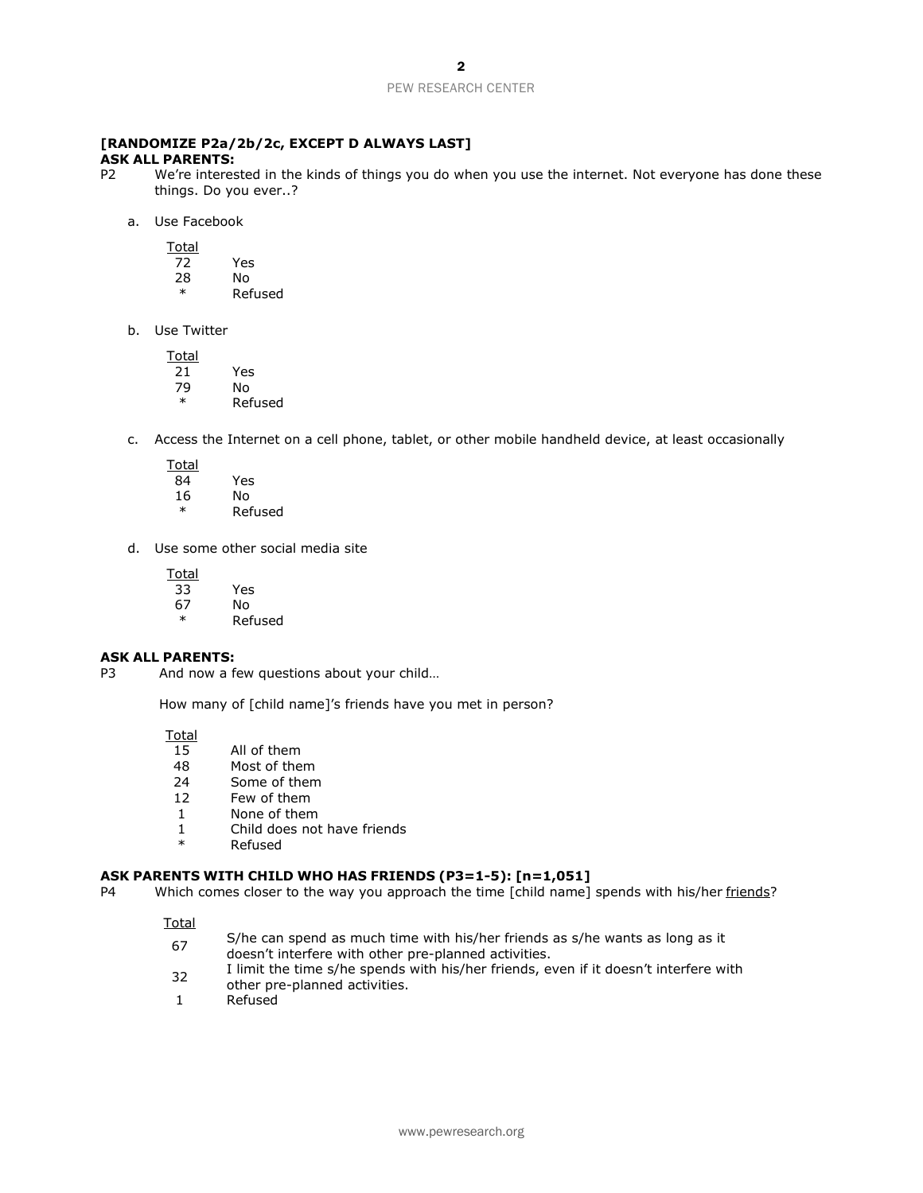**[RANDOMIZE P2a/2b/2c, EXCEPT D ALWAYS LAST]**
**ASK ALL PARENTS:**

P2 We're interested in the kinds of things you do when you use the internet. Not everyone has done these things. Do you ever..?

a. Use Facebook

| Total | |
|---|---|
| 72 | Yes |
| 28 | No |
| * | Refused |

b. Use Twitter

| Total | |
|---|---|
| 21 | Yes |
| 79 | No |
| * | Refused |

c. Access the Internet on a cell phone, tablet, or other mobile handheld device, at least occasionally

| Total | |
|---|---|
| 84 | Yes |
| 16 | No |
| * | Refused |

d. Use some other social media site

| Total | |
|---|---|
| 33 | Yes |
| 67 | No |
| * | Refused |

**ASK ALL PARENTS:**

P3 And now a few questions about your child…

How many of [child name]'s friends have you met in person?

| Total | |
|---|---|
| 15 | All of them |
| 48 | Most of them |
| 24 | Some of them |
| 12 | Few of them |
| 1 | None of them |
| 1 | Child does not have friends |
| * | Refused |

**ASK PARENTS WITH CHILD WHO HAS FRIENDS (P3=1-5): [n=1,051]**

P4 Which comes closer to the way you approach the time [child name] spends with his/her friends?

| Total | |
|---|---|
| 67 | S/he can spend as much time with his/her friends as s/he wants as long as it doesn't interfere with other pre-planned activities. |
| 32 | I limit the time s/he spends with his/her friends, even if it doesn't interfere with other pre-planned activities. |
| 1 | Refused |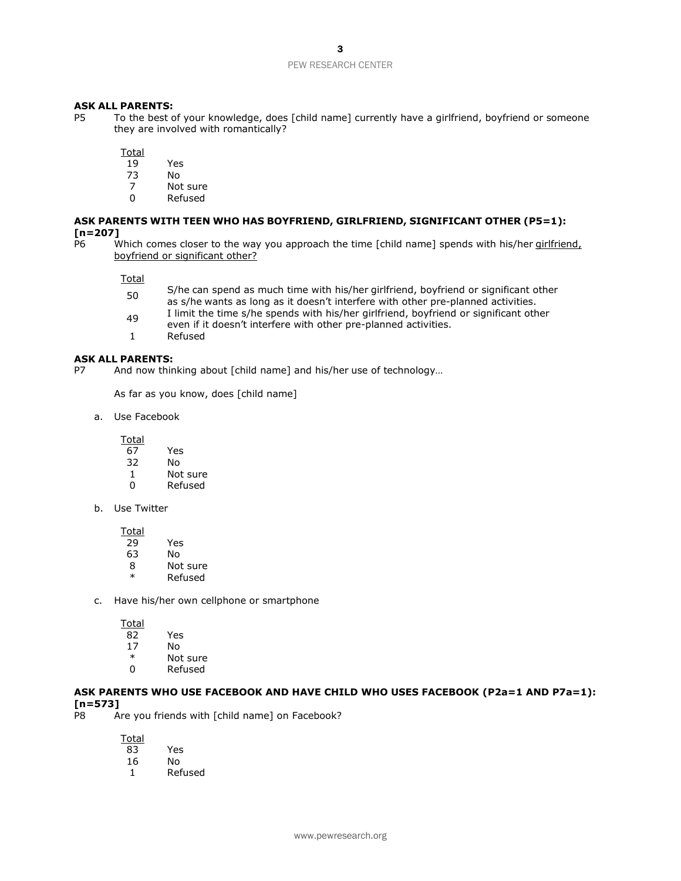**ASK ALL PARENTS:**

P5 To the best of your knowledge, does [child name] currently have a girlfriend, boyfriend or someone they are involved with romantically?

| Total | |
|---|---|
| 19 | Yes |
| 73 | No |
| 7 | Not sure |
| 0 | Refused |

**ASK PARENTS WITH TEEN WHO HAS BOYFRIEND, GIRLFRIEND, SIGNIFICANT OTHER (P5=1): [n=207]**

P6 Which comes closer to the way you approach the time [child name] spends with his/her girlfriend, boyfriend or significant other?

| Total | |
|---|---|
| 50 | S/he can spend as much time with his/her girlfriend, boyfriend or significant other as s/he wants as long as it doesn't interfere with other pre-planned activities. |
| 49 | I limit the time s/he spends with his/her girlfriend, boyfriend or significant other even if it doesn't interfere with other pre-planned activities. |
| 1 | Refused |

**ASK ALL PARENTS:**

P7 And now thinking about [child name] and his/her use of technology…

As far as you know, does [child name]

a. Use Facebook

| Total | |
|---|---|
| 67 | Yes |
| 32 | No |
| 1 | Not sure |
| 0 | Refused |

b. Use Twitter

| Total | |
|---|---|
| 29 | Yes |
| 63 | No |
| 8 | Not sure |
| * | Refused |

c. Have his/her own cellphone or smartphone

| Total | |
|---|---|
| 82 | Yes |
| 17 | No |
| * | Not sure |
| 0 | Refused |

**ASK PARENTS WHO USE FACEBOOK AND HAVE CHILD WHO USES FACEBOOK (P2a=1 AND P7a=1): [n=573]**

P8 Are you friends with [child name] on Facebook?

| Total | |
|---|---|
| 83 | Yes |
| 16 | No |
| 1 | Refused |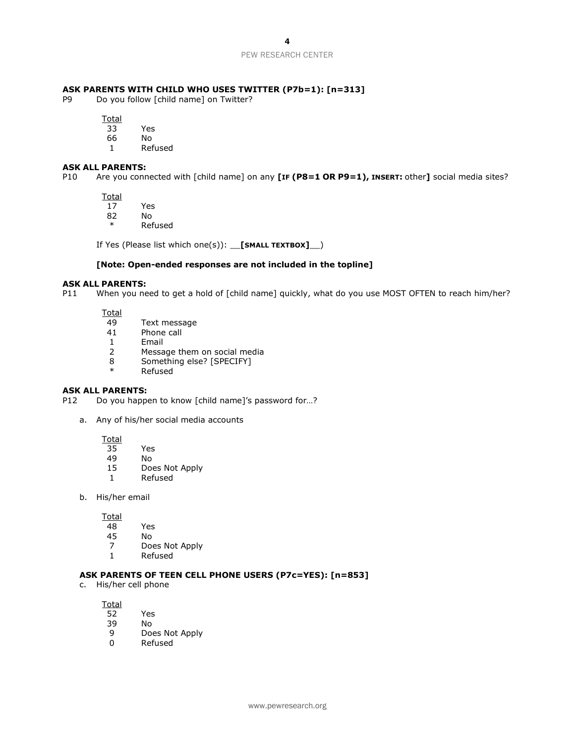**ASK PARENTS WITH CHILD WHO USES TWITTER (P7b=1): [n=313]**

P9 Do you follow [child name] on Twitter?

| Total | |
|---|---|
| 33 | Yes |
| 66 | No |
| 1 | Refused |

**ASK ALL PARENTS:**

P10 Are you connected with [child name] on any **[IF (P8=1 OR P9=1), INSERT:** other**]** social media sites?

| Total | |
|---|---|
| 17 | Yes |
| 82 | No |
| * | Refused |

If Yes (Please list which one(s)): __**[SMALL TEXTBOX]**__)

**[Note: Open-ended responses are not included in the topline]**

**ASK ALL PARENTS:**

P11 When you need to get a hold of [child name] quickly, what do you use MOST OFTEN to reach him/her?

| Total | |
|---|---|
| 49 | Text message |
| 41 | Phone call |
| 1 | Email |
| 2 | Message them on social media |
| 8 | Something else? [SPECIFY] |
| * | Refused |

**ASK ALL PARENTS:**

P12 Do you happen to know [child name]'s password for…?

a. Any of his/her social media accounts

| Total | |
|---|---|
| 35 | Yes |
| 49 | No |
| 15 | Does Not Apply |
| 1 | Refused |

b. His/her email

| Total | |
|---|---|
| 48 | Yes |
| 45 | No |
| 7 | Does Not Apply |
| 1 | Refused |

**ASK PARENTS OF TEEN CELL PHONE USERS (P7c=YES): [n=853]**

c. His/her cell phone

| Total | |
|---|---|
| 52 | Yes |
| 39 | No |
| 9 | Does Not Apply |
| 0 | Refused |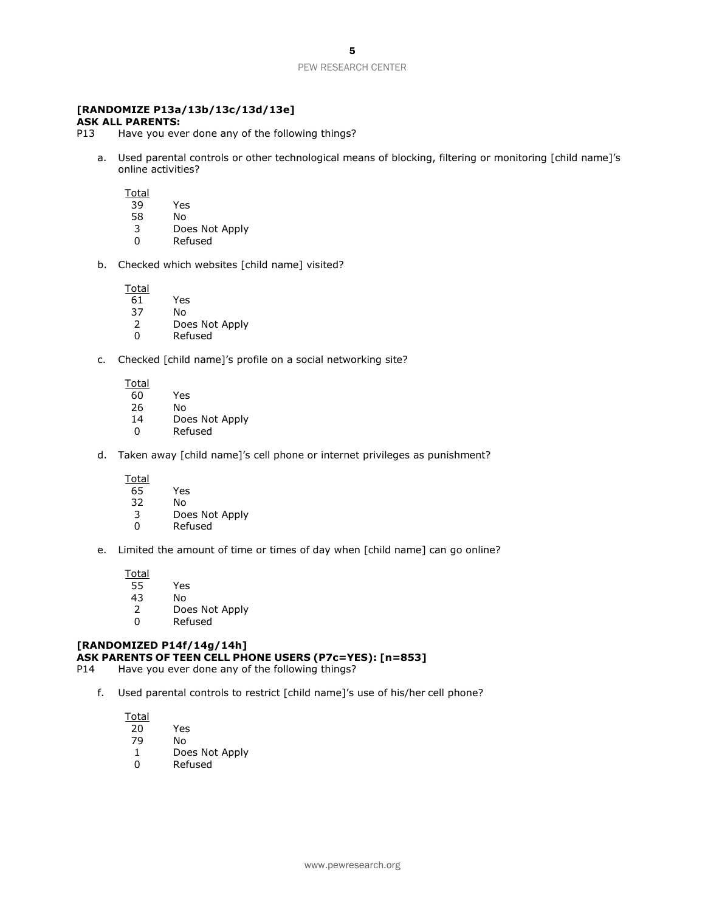**[RANDOMIZE P13a/13b/13c/13d/13e]**
**ASK ALL PARENTS:**

P13 Have you ever done any of the following things?

a. Used parental controls or other technological means of blocking, filtering or monitoring [child name]'s online activities?

| Total | |
|---|---|
| 39 | Yes |
| 58 | No |
| 3 | Does Not Apply |
| 0 | Refused |

b. Checked which websites [child name] visited?

| Total | |
|---|---|
| 61 | Yes |
| 37 | No |
| 2 | Does Not Apply |
| 0 | Refused |

c. Checked [child name]'s profile on a social networking site?

| Total | |
|---|---|
| 60 | Yes |
| 26 | No |
| 14 | Does Not Apply |
| 0 | Refused |

d. Taken away [child name]'s cell phone or internet privileges as punishment?

| Total | |
|---|---|
| 65 | Yes |
| 32 | No |
| 3 | Does Not Apply |
| 0 | Refused |

e. Limited the amount of time or times of day when [child name] can go online?

| Total | |
|---|---|
| 55 | Yes |
| 43 | No |
| 2 | Does Not Apply |
| 0 | Refused |

**[RANDOMIZED P14f/14g/14h]**
**ASK PARENTS OF TEEN CELL PHONE USERS (P7c=YES): [n=853]**

P14 Have you ever done any of the following things?

f. Used parental controls to restrict [child name]'s use of his/her cell phone?

| Total | |
|---|---|
| 20 | Yes |
| 79 | No |
| 1 | Does Not Apply |
| 0 | Refused |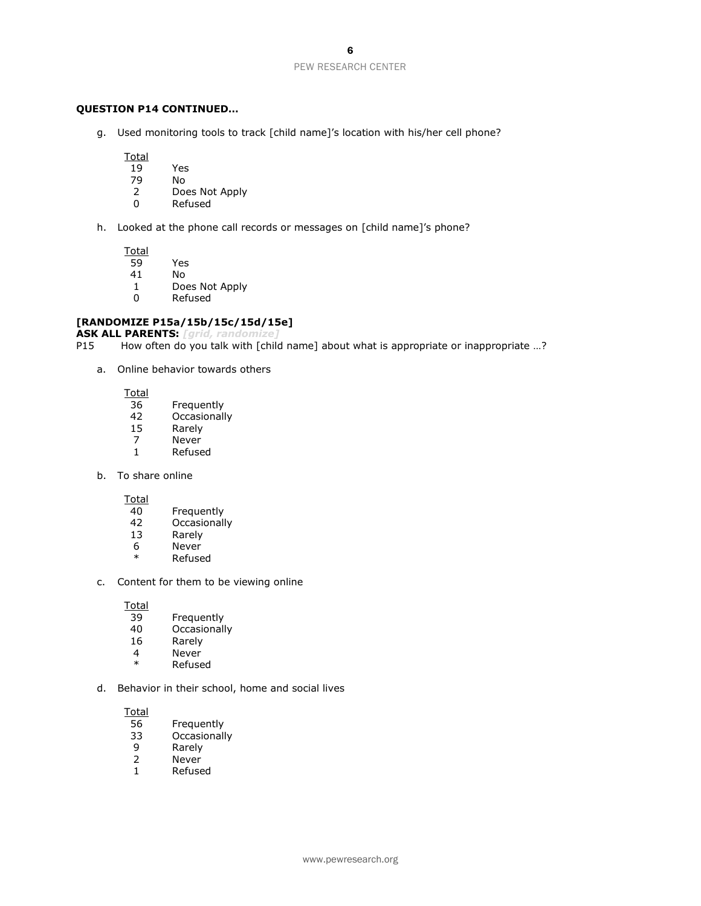**QUESTION P14 CONTINUED...**

g. Used monitoring tools to track [child name]'s location with his/her cell phone?

| Total | |
|---|---|
| 19 | Yes |
| 79 | No |
| 2 | Does Not Apply |
| 0 | Refused |

h. Looked at the phone call records or messages on [child name]'s phone?

| Total | |
|---|---|
| 59 | Yes |
| 41 | No |
| 1 | Does Not Apply |
| 0 | Refused |

**[RANDOMIZE P15a/15b/15c/15d/15e]**
**ASK ALL PARENTS:** *[grid, randomize]*

P15 How often do you talk with [child name] about what is appropriate or inappropriate …?

a. Online behavior towards others

| Total | |
|---|---|
| 36 | Frequently |
| 42 | Occasionally |
| 15 | Rarely |
| 7 | Never |
| 1 | Refused |

b. To share online

| Total | |
|---|---|
| 40 | Frequently |
| 42 | Occasionally |
| 13 | Rarely |
| 6 | Never |
| * | Refused |

c. Content for them to be viewing online

| Total | |
|---|---|
| 39 | Frequently |
| 40 | Occasionally |
| 16 | Rarely |
| 4 | Never |
| * | Refused |

d. Behavior in their school, home and social lives

| Total | |
|---|---|
| 56 | Frequently |
| 33 | Occasionally |
| 9 | Rarely |
| 2 | Never |
| 1 | Refused |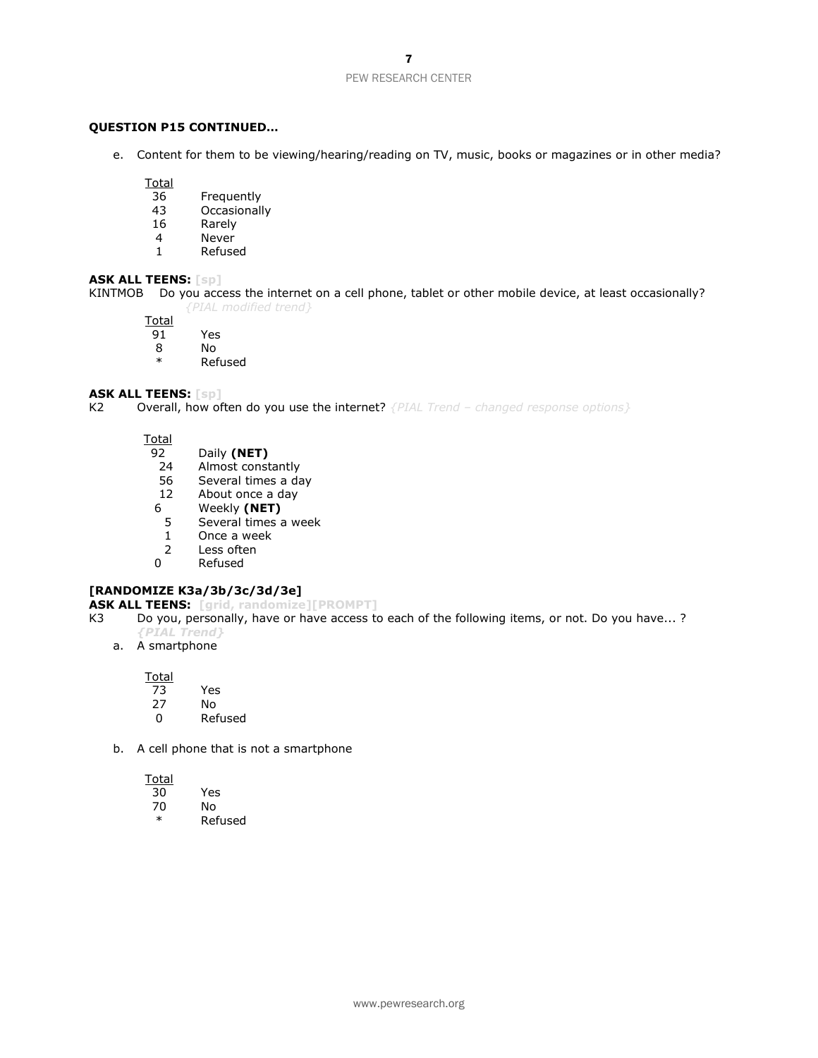**QUESTION P15 CONTINUED…**

e. Content for them to be viewing/hearing/reading on TV, music, books or magazines or in other media?

| Total | |
|---|---|
| 36 | Frequently |
| 43 | Occasionally |
| 16 | Rarely |
| 4 | Never |
| 1 | Refused |

**ASK ALL TEENS:** [sp]

KINTMOB Do you access the internet on a cell phone, tablet or other mobile device, at least occasionally? *{PIAL modified trend}*

| Total | |
|---|---|
| 91 | Yes |
| 8 | No |
| * | Refused |

**ASK ALL TEENS:** [sp]

K2 Overall, how often do you use the internet? *{PIAL Trend – changed response options}*

| Total | |
|---|---|
| 92 | Daily **(NET)** |
| 24 | Almost constantly |
| 56 | Several times a day |
| 12 | About once a day |
| 6 | Weekly **(NET)** |
| 5 | Several times a week |
| 1 | Once a week |
| 2 | Less often |
| 0 | Refused |

**[RANDOMIZE K3a/3b/3c/3d/3e]**

**ASK ALL TEENS:** **[grid, randomize][PROMPT]**

K3 Do you, personally, have or have access to each of the following items, or not. Do you have... ? ***{PIAL Trend}***

a. A smartphone

| Total | |
|---|---|
| 73 | Yes |
| 27 | No |
| 0 | Refused |

b. A cell phone that is not a smartphone

| Total | |
|---|---|
| 30 | Yes |
| 70 | No |
| * | Refused |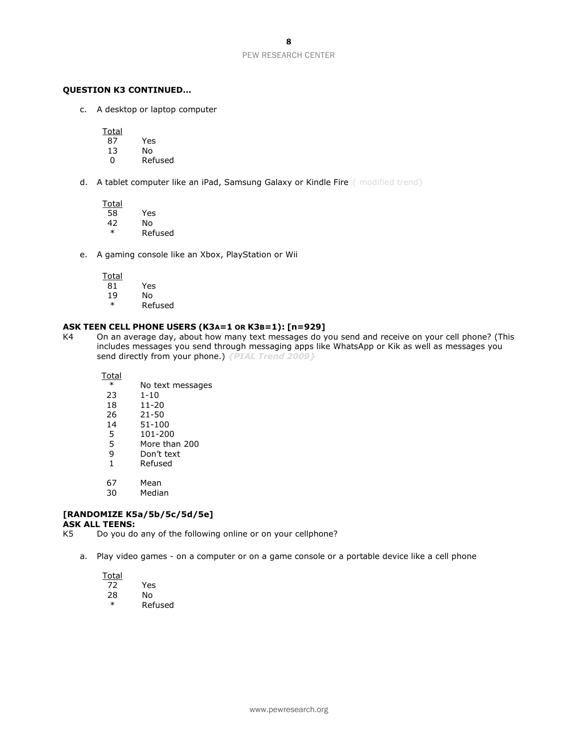**QUESTION K3 CONTINUED…**

c. A desktop or laptop computer

| Total | |
|---|---|
| 87 | Yes |
| 13 | No |
| 0 | Refused |

d. A tablet computer like an iPad, Samsung Galaxy or Kindle Fire { modified trend}

| Total | |
|---|---|
| 58 | Yes |
| 42 | No |
| * | Refused |

e. A gaming console like an Xbox, PlayStation or Wii

| Total | |
|---|---|
| 81 | Yes |
| 19 | No |
| * | Refused |

**ASK TEEN CELL PHONE USERS (K3A=1 OR K3B=1): [n=929]**

K4 On an average day, about how many text messages do you send and receive on your cell phone? (This includes messages you send through messaging apps like WhatsApp or Kik as well as messages you send directly from your phone.) *{PIAL Trend 2009}*

| Total | |
|---|---|
| * | No text messages |
| 23 | 1-10 |
| 18 | 11-20 |
| 26 | 21-50 |
| 14 | 51-100 |
| 5 | 101-200 |
| 5 | More than 200 |
| 9 | Don't text |
| 1 | Refused |
| | |
| 67 | Mean |
| 30 | Median |

**[RANDOMIZE K5a/5b/5c/5d/5e]**
**ASK ALL TEENS:**

K5 Do you do any of the following online or on your cellphone?

a. Play video games - on a computer or on a game console or a portable device like a cell phone

| Total | |
|---|---|
| 72 | Yes |
| 28 | No |
| * | Refused |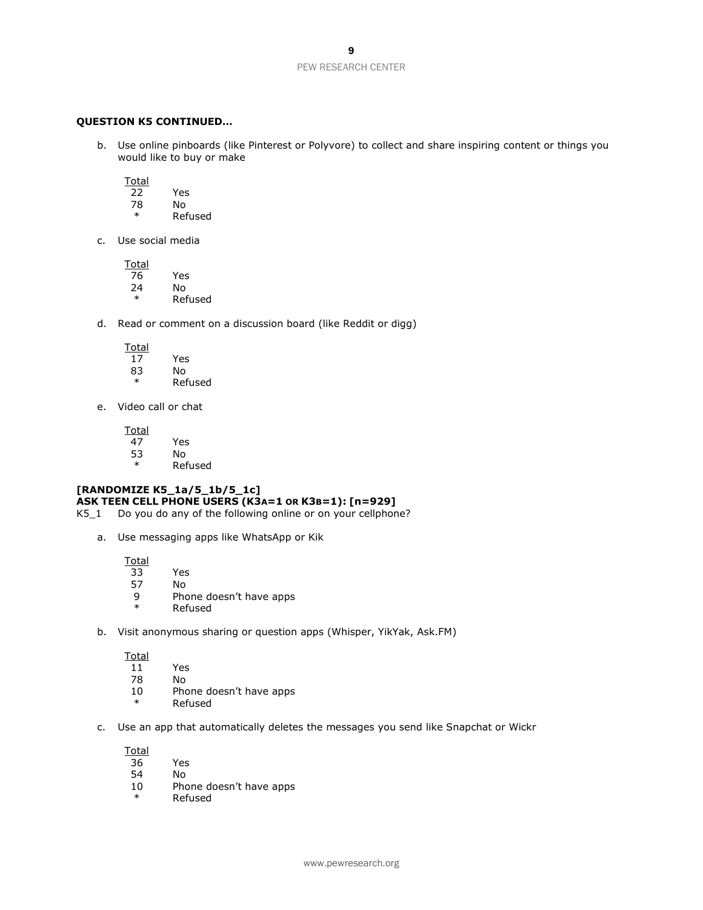**QUESTION K5 CONTINUED…**

b. Use online pinboards (like Pinterest or Polyvore) to collect and share inspiring content or things you would like to buy or make

| Total | |
|---|---|
| 22 | Yes |
| 78 | No |
| * | Refused |

c. Use social media

| Total | |
|---|---|
| 76 | Yes |
| 24 | No |
| * | Refused |

d. Read or comment on a discussion board (like Reddit or digg)

| Total | |
|---|---|
| 17 | Yes |
| 83 | No |
| * | Refused |

e. Video call or chat

| Total | |
|---|---|
| 47 | Yes |
| 53 | No |
| * | Refused |

**[RANDOMIZE K5_1a/5_1b/5_1c]**
**ASK TEEN CELL PHONE USERS (K3A=1 OR K3B=1): [n=929]**

K5_1 Do you do any of the following online or on your cellphone?

a. Use messaging apps like WhatsApp or Kik

| Total | |
|---|---|
| 33 | Yes |
| 57 | No |
| 9 | Phone doesn't have apps |
| * | Refused |

b. Visit anonymous sharing or question apps (Whisper, YikYak, Ask.FM)

| Total | |
|---|---|
| 11 | Yes |
| 78 | No |
| 10 | Phone doesn't have apps |
| * | Refused |

c. Use an app that automatically deletes the messages you send like Snapchat or Wickr

| Total | |
|---|---|
| 36 | Yes |
| 54 | No |
| 10 | Phone doesn't have apps |
| * | Refused |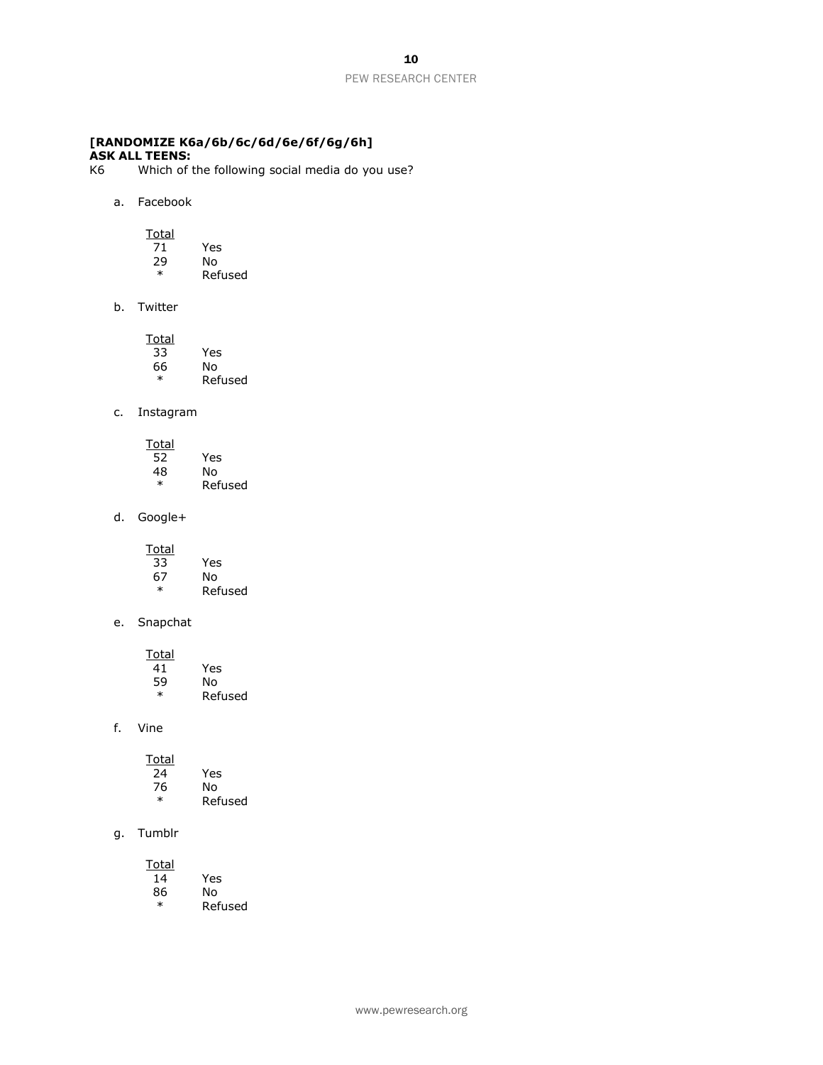**[RANDOMIZE K6a/6b/6c/6d/6e/6f/6g/6h]**
**ASK ALL TEENS:**

K6 Which of the following social media do you use?

a. Facebook

| Total | |
|---|---|
| 71 | Yes |
| 29 | No |
| * | Refused |

b. Twitter

| Total | |
|---|---|
| 33 | Yes |
| 66 | No |
| * | Refused |

c. Instagram

| Total | |
|---|---|
| 52 | Yes |
| 48 | No |
| * | Refused |

d. Google+

| Total | |
|---|---|
| 33 | Yes |
| 67 | No |
| * | Refused |

e. Snapchat

| Total | |
|---|---|
| 41 | Yes |
| 59 | No |
| * | Refused |

f. Vine

| Total | |
|---|---|
| 24 | Yes |
| 76 | No |
| * | Refused |

g. Tumblr

| Total | |
|---|---|
| 14 | Yes |
| 86 | No |
| * | Refused |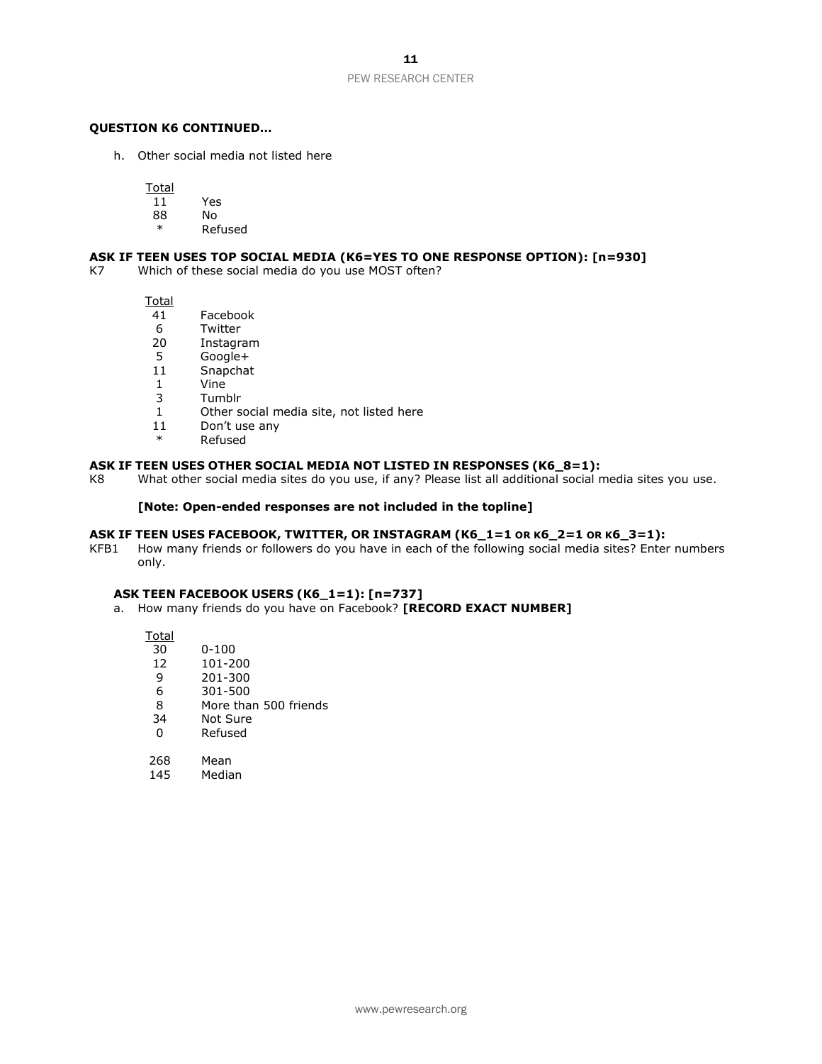**QUESTION K6 CONTINUED…**

h. Other social media not listed here

| Total | |
|---|---|
| 11 | Yes |
| 88 | No |
| * | Refused |

**ASK IF TEEN USES TOP SOCIAL MEDIA (K6=YES TO ONE RESPONSE OPTION): [n=930]**

K7 Which of these social media do you use MOST often?

| Total | |
|---|---|
| 41 | Facebook |
| 6 | Twitter |
| 20 | Instagram |
| 5 | Google+ |
| 11 | Snapchat |
| 1 | Vine |
| 3 | Tumblr |
| 1 | Other social media site, not listed here |
| 11 | Don't use any |
| * | Refused |

**ASK IF TEEN USES OTHER SOCIAL MEDIA NOT LISTED IN RESPONSES (K6_8=1):**

K8 What other social media sites do you use, if any? Please list all additional social media sites you use.

**[Note: Open-ended responses are not included in the topline]**

**ASK IF TEEN USES FACEBOOK, TWITTER, OR INSTAGRAM (K6_1=1 OR K6_2=1 OR K6_3=1):**

KFB1 How many friends or followers do you have in each of the following social media sites? Enter numbers only.

**ASK TEEN FACEBOOK USERS (K6_1=1): [n=737]**

a. How many friends do you have on Facebook? **[RECORD EXACT NUMBER]**

| Total | |
|---|---|
| 30 | 0-100 |
| 12 | 101-200 |
| 9 | 201-300 |
| 6 | 301-500 |
| 8 | More than 500 friends |
| 34 | Not Sure |
| 0 | Refused |
| | |
| 268 | Mean |
| 145 | Median |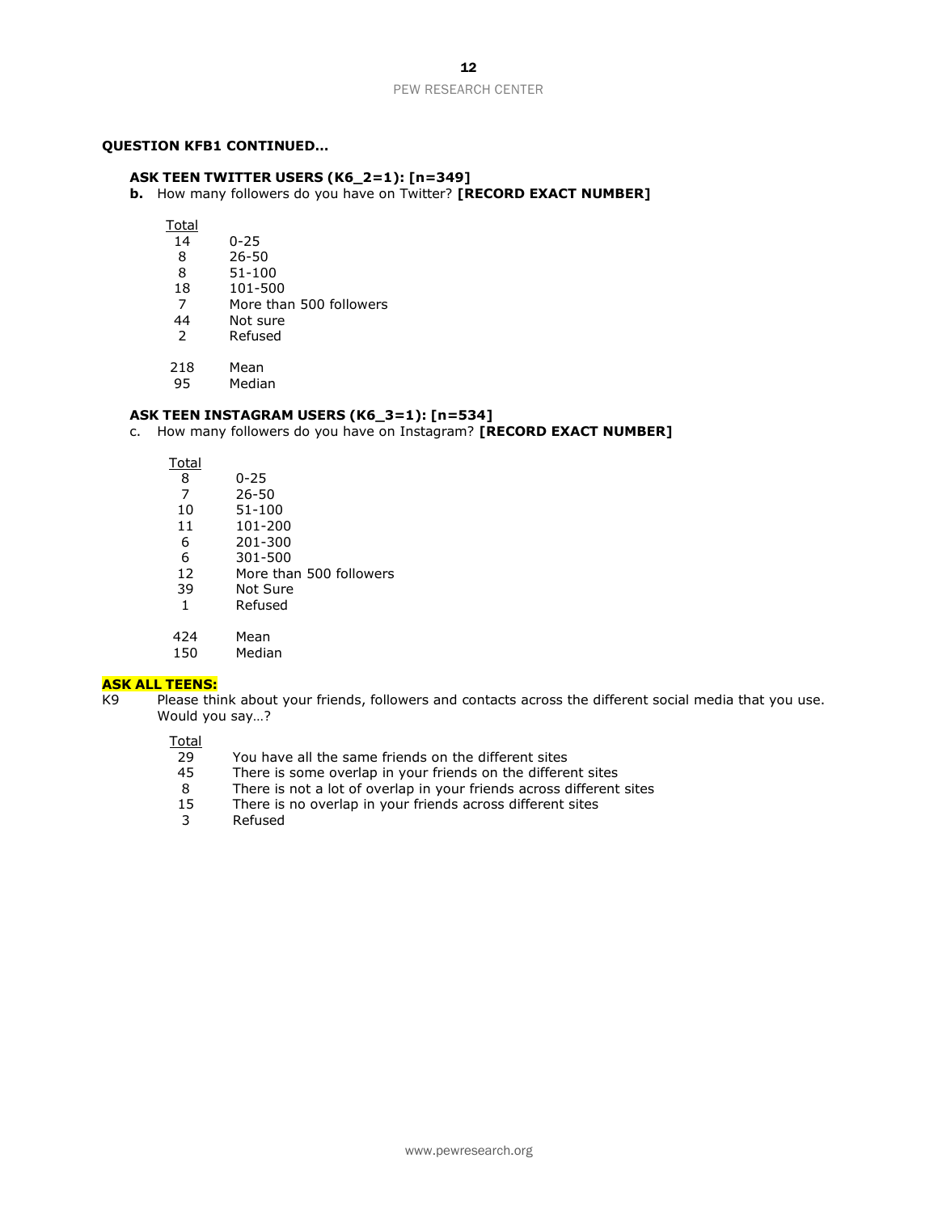**QUESTION KFB1 CONTINUED…**

**ASK TEEN TWITTER USERS (K6_2=1): [n=349]**

**b.** How many followers do you have on Twitter? **[RECORD EXACT NUMBER]**

| Total | |
|---|---|
| 14 | 0-25 |
| 8 | 26-50 |
| 8 | 51-100 |
| 18 | 101-500 |
| 7 | More than 500 followers |
| 44 | Not sure |
| 2 | Refused |
| | |
| 218 | Mean |
| 95 | Median |

**ASK TEEN INSTAGRAM USERS (K6_3=1): [n=534]**

c. How many followers do you have on Instagram? **[RECORD EXACT NUMBER]**

| Total | |
|---|---|
| 8 | 0-25 |
| 7 | 26-50 |
| 10 | 51-100 |
| 11 | 101-200 |
| 6 | 201-300 |
| 6 | 301-500 |
| 12 | More than 500 followers |
| 39 | Not Sure |
| 1 | Refused |
| | |
| 424 | Mean |
| 150 | Median |

**ASK ALL TEENS:**

K9 Please think about your friends, followers and contacts across the different social media that you use. Would you say…?

| Total | |
|---|---|
| 29 | You have all the same friends on the different sites |
| 45 | There is some overlap in your friends on the different sites |
| 8 | There is not a lot of overlap in your friends across different sites |
| 15 | There is no overlap in your friends across different sites |
| 3 | Refused |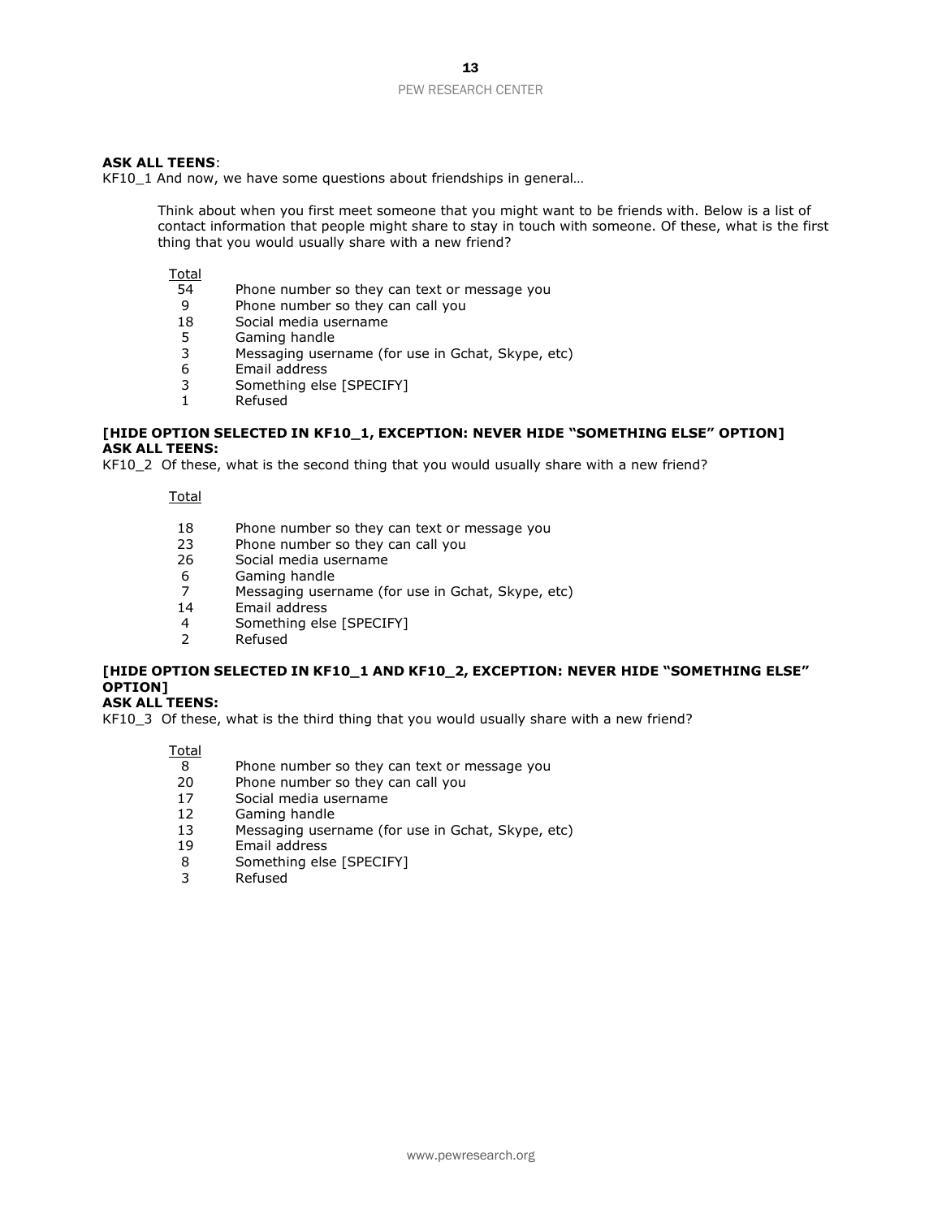**ASK ALL TEENS**:

KF10_1 And now, we have some questions about friendships in general…

Think about when you first meet someone that you might want to be friends with. Below is a list of contact information that people might share to stay in touch with someone. Of these, what is the first thing that you would usually share with a new friend?

| Total | |
|---|---|
| 54 | Phone number so they can text or message you |
| 9 | Phone number so they can call you |
| 18 | Social media username |
| 5 | Gaming handle |
| 3 | Messaging username (for use in Gchat, Skype, etc) |
| 6 | Email address |
| 3 | Something else [SPECIFY] |
| 1 | Refused |

**[HIDE OPTION SELECTED IN KF10_1, EXCEPTION: NEVER HIDE "SOMETHING ELSE" OPTION]**
**ASK ALL TEENS:**

KF10_2 Of these, what is the second thing that you would usually share with a new friend?

| Total | |
|---|---|
| 18 | Phone number so they can text or message you |
| 23 | Phone number so they can call you |
| 26 | Social media username |
| 6 | Gaming handle |
| 7 | Messaging username (for use in Gchat, Skype, etc) |
| 14 | Email address |
| 4 | Something else [SPECIFY] |
| 2 | Refused |

**[HIDE OPTION SELECTED IN KF10_1 AND KF10_2, EXCEPTION: NEVER HIDE "SOMETHING ELSE" OPTION]**
**ASK ALL TEENS:**

KF10_3 Of these, what is the third thing that you would usually share with a new friend?

| Total | |
|---|---|
| 8 | Phone number so they can text or message you |
| 20 | Phone number so they can call you |
| 17 | Social media username |
| 12 | Gaming handle |
| 13 | Messaging username (for use in Gchat, Skype, etc) |
| 19 | Email address |
| 8 | Something else [SPECIFY] |
| 3 | Refused |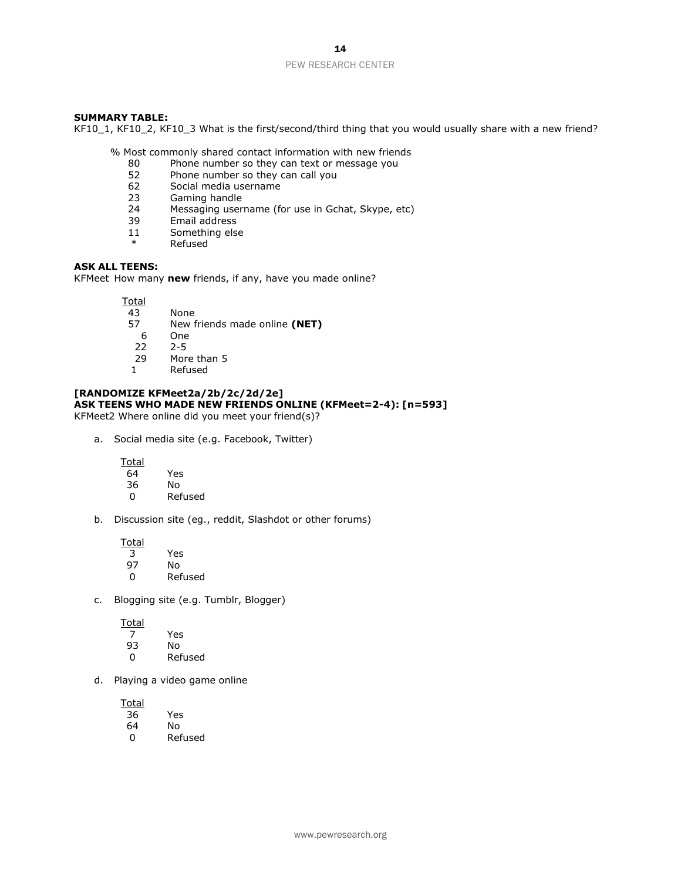**SUMMARY TABLE:**
KF10_1, KF10_2, KF10_3 What is the first/second/third thing that you would usually share with a new friend?

| % Most commonly shared contact information with new friends | |
|---|---|
| 80 | Phone number so they can text or message you |
| 52 | Phone number so they can call you |
| 62 | Social media username |
| 23 | Gaming handle |
| 24 | Messaging username (for use in Gchat, Skype, etc) |
| 39 | Email address |
| 11 | Something else |
| * | Refused |

**ASK ALL TEENS:**
KFMeet How many **new** friends, if any, have you made online?

| Total | |
|---|---|
| 43 | None |
| 57 | New friends made online **(NET)** |
| 6 | One |
| 22 | 2-5 |
| 29 | More than 5 |
| 1 | Refused |

**[RANDOMIZE KFMeet2a/2b/2c/2d/2e]**
**ASK TEENS WHO MADE NEW FRIENDS ONLINE (KFMeet=2-4): [n=593]**
KFMeet2 Where online did you meet your friend(s)?

a. Social media site (e.g. Facebook, Twitter)

| Total | |
|---|---|
| 64 | Yes |
| 36 | No |
| 0 | Refused |

b. Discussion site (eg., reddit, Slashdot or other forums)

| Total | |
|---|---|
| 3 | Yes |
| 97 | No |
| 0 | Refused |

c. Blogging site (e.g. Tumblr, Blogger)

| Total | |
|---|---|
| 7 | Yes |
| 93 | No |
| 0 | Refused |

d. Playing a video game online

| Total | |
|---|---|
| 36 | Yes |
| 64 | No |
| 0 | Refused |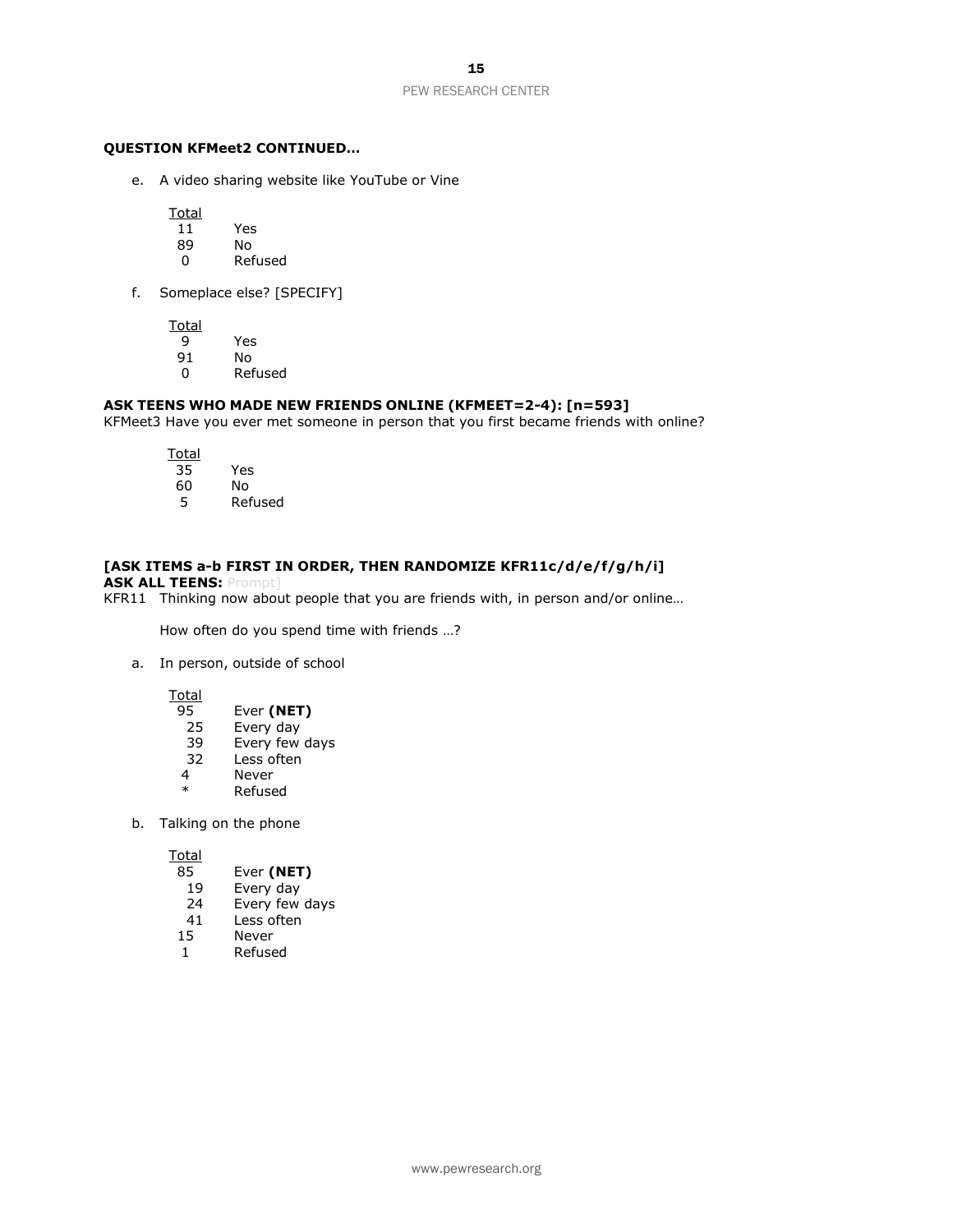**QUESTION KFMeet2 CONTINUED…**

e. A video sharing website like YouTube or Vine

| Total | |
|---|---|
| 11 | Yes |
| 89 | No |
| 0 | Refused |

f. Someplace else? [SPECIFY]

| Total | |
|---|---|
| 9 | Yes |
| 91 | No |
| 0 | Refused |

**ASK TEENS WHO MADE NEW FRIENDS ONLINE (KFMEET=2-4): [n=593]**

KFMeet3 Have you ever met someone in person that you first became friends with online?

| Total | |
|---|---|
| 35 | Yes |
| 60 | No |
| 5 | Refused |

**[ASK ITEMS a-b FIRST IN ORDER, THEN RANDOMIZE KFR11c/d/e/f/g/h/i]**

**ASK ALL TEENS:** Prompt]

KFR11 Thinking now about people that you are friends with, in person and/or online…

How often do you spend time with friends …?

a. In person, outside of school

| Total | |
|---|---|
| 95 | Ever **(NET)** |
| 25 | Every day |
| 39 | Every few days |
| 32 | Less often |
| 4 | Never |
| * | Refused |

b. Talking on the phone

| Total | |
|---|---|
| 85 | Ever **(NET)** |
| 19 | Every day |
| 24 | Every few days |
| 41 | Less often |
| 15 | Never |
| 1 | Refused |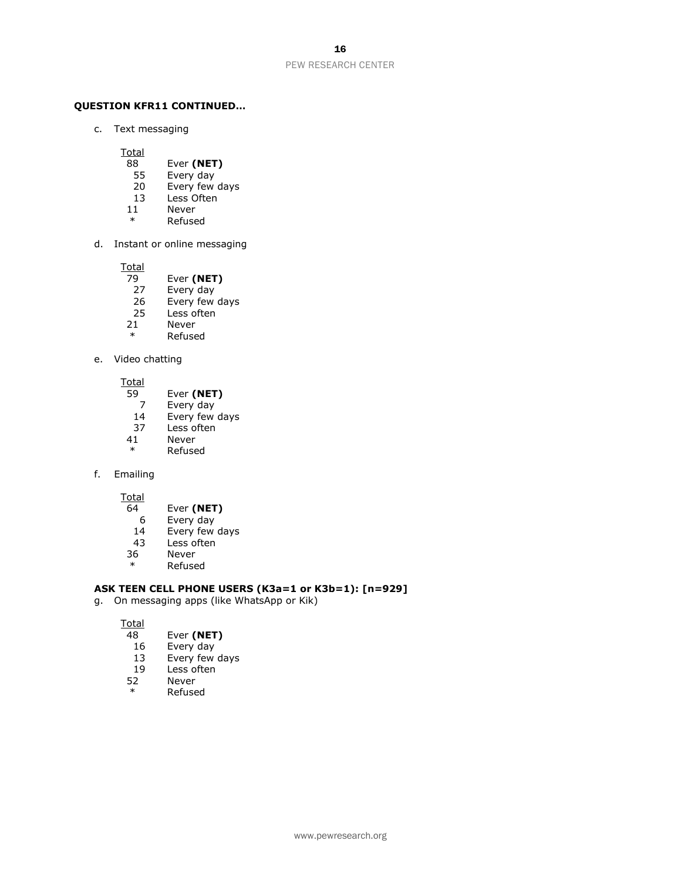**QUESTION KFR11 CONTINUED…**

c. Text messaging

| Total | |
|---|---|
| 88 | Ever **(NET)** |
| 55 | Every day |
| 20 | Every few days |
| 13 | Less Often |
| 11 | Never |
| * | Refused |

d. Instant or online messaging

| Total | |
|---|---|
| 79 | Ever **(NET)** |
| 27 | Every day |
| 26 | Every few days |
| 25 | Less often |
| 21 | Never |
| * | Refused |

e. Video chatting

| Total | |
|---|---|
| 59 | Ever **(NET)** |
| 7 | Every day |
| 14 | Every few days |
| 37 | Less often |
| 41 | Never |
| * | Refused |

f. Emailing

| Total | |
|---|---|
| 64 | Ever **(NET)** |
| 6 | Every day |
| 14 | Every few days |
| 43 | Less often |
| 36 | Never |
| * | Refused |

**ASK TEEN CELL PHONE USERS (K3a=1 or K3b=1): [n=929]**

g. On messaging apps (like WhatsApp or Kik)

| Total | |
|---|---|
| 48 | Ever **(NET)** |
| 16 | Every day |
| 13 | Every few days |
| 19 | Less often |
| 52 | Never |
| * | Refused |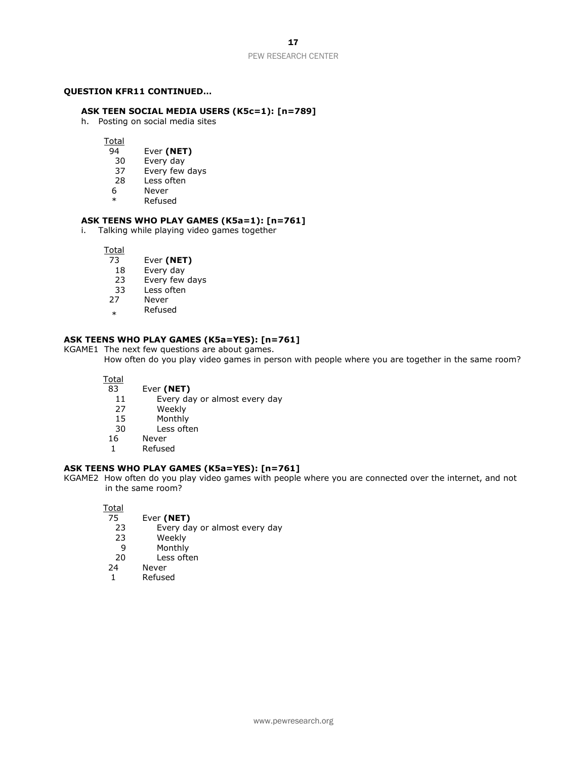**QUESTION KFR11 CONTINUED…**

**ASK TEEN SOCIAL MEDIA USERS (K5c=1): [n=789]**

h. Posting on social media sites

| Total | |
|---|---|
| 94 | Ever **(NET)** |
| 30 | Every day |
| 37 | Every few days |
| 28 | Less often |
| 6 | Never |
| * | Refused |

**ASK TEENS WHO PLAY GAMES (K5a=1): [n=761]**

i. Talking while playing video games together

| Total | |
|---|---|
| 73 | Ever **(NET)** |
| 18 | Every day |
| 23 | Every few days |
| 33 | Less often |
| 27 | Never |
| * | Refused |

**ASK TEENS WHO PLAY GAMES (K5a=YES): [n=761]**

KGAME1 The next few questions are about games.
How often do you play video games in person with people where you are together in the same room?

| Total | |
|---|---|
| 83 | Ever **(NET)** |
| 11 | Every day or almost every day |
| 27 | Weekly |
| 15 | Monthly |
| 30 | Less often |
| 16 | Never |
| 1 | Refused |

**ASK TEENS WHO PLAY GAMES (K5a=YES): [n=761]**

KGAME2 How often do you play video games with people where you are connected over the internet, and not in the same room?

| Total | |
|---|---|
| 75 | Ever **(NET)** |
| 23 | Every day or almost every day |
| 23 | Weekly |
| 9 | Monthly |
| 20 | Less often |
| 24 | Never |
| 1 | Refused |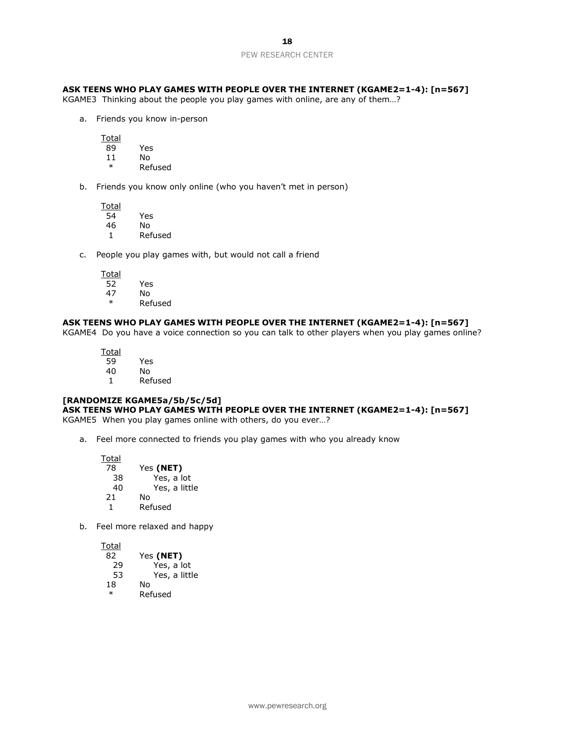**ASK TEENS WHO PLAY GAMES WITH PEOPLE OVER THE INTERNET (KGAME2=1-4): [n=567]**
KGAME3 Thinking about the people you play games with online, are any of them…?

a. Friends you know in-person

| Total | |
|---|---|
| 89 | Yes |
| 11 | No |
| * | Refused |

b. Friends you know only online (who you haven't met in person)

| Total | |
|---|---|
| 54 | Yes |
| 46 | No |
| 1 | Refused |

c. People you play games with, but would not call a friend

| Total | |
|---|---|
| 52 | Yes |
| 47 | No |
| * | Refused |

**ASK TEENS WHO PLAY GAMES WITH PEOPLE OVER THE INTERNET (KGAME2=1-4): [n=567]**
KGAME4 Do you have a voice connection so you can talk to other players when you play games online?

| Total | |
|---|---|
| 59 | Yes |
| 40 | No |
| 1 | Refused |

**[RANDOMIZE KGAME5a/5b/5c/5d]**
**ASK TEENS WHO PLAY GAMES WITH PEOPLE OVER THE INTERNET (KGAME2=1-4): [n=567]**
KGAME5 When you play games online with others, do you ever…?

a. Feel more connected to friends you play games with who you already know

| Total | |
|---|---|
| 78 | Yes **(NET)** |
| 38 | Yes, a lot |
| 40 | Yes, a little |
| 21 | No |
| 1 | Refused |

b. Feel more relaxed and happy

| Total | |
|---|---|
| 82 | Yes **(NET)** |
| 29 | Yes, a lot |
| 53 | Yes, a little |
| 18 | No |
| * | Refused |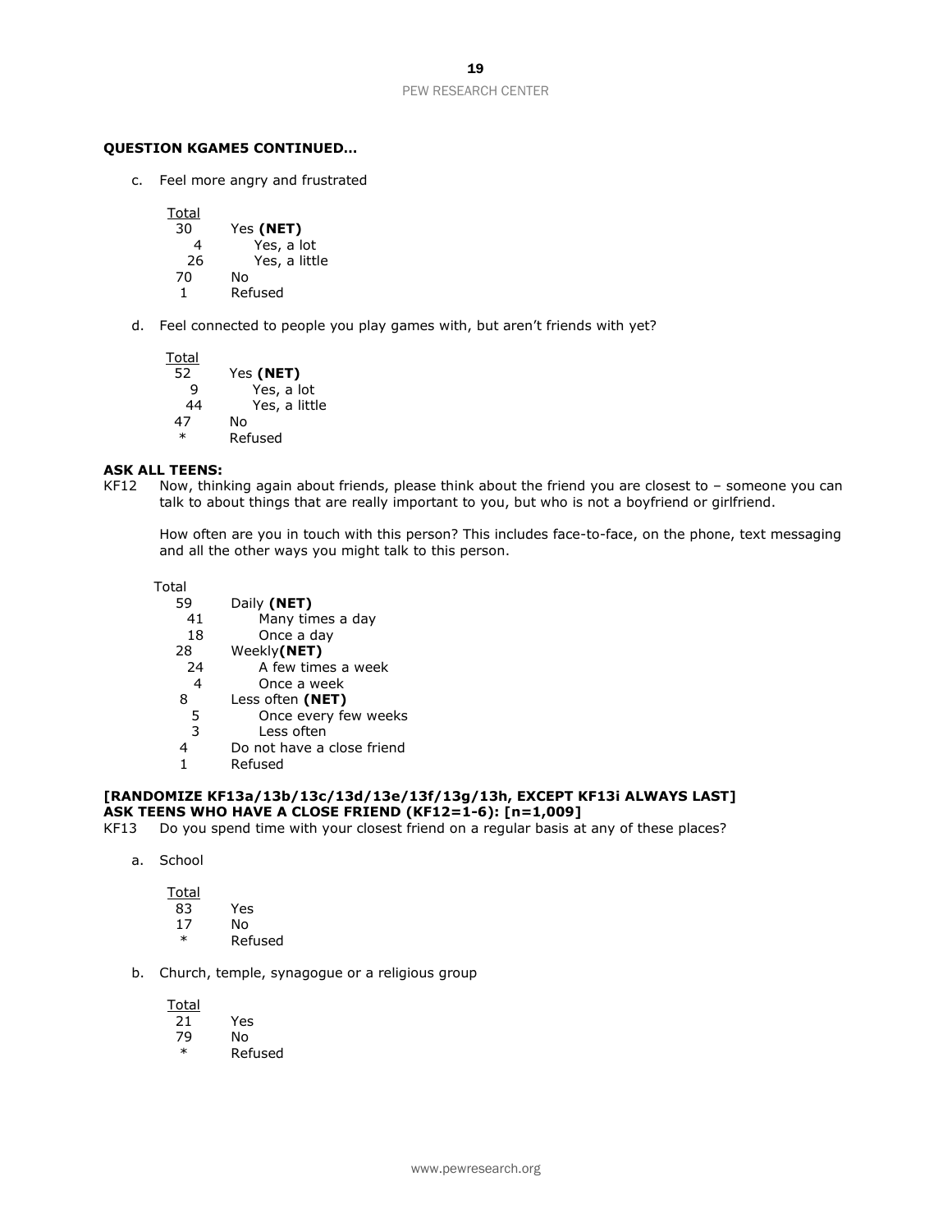**QUESTION KGAME5 CONTINUED…**

c. Feel more angry and frustrated

| Total | |
|---|---|
| 30 | Yes **(NET)** |
| 4 | Yes, a lot |
| 26 | Yes, a little |
| 70 | No |
| 1 | Refused |

d. Feel connected to people you play games with, but aren't friends with yet?

| Total | |
|---|---|
| 52 | Yes **(NET)** |
| 9 | Yes, a lot |
| 44 | Yes, a little |
| 47 | No |
| * | Refused |

**ASK ALL TEENS:**

KF12 Now, thinking again about friends, please think about the friend you are closest to – someone you can talk to about things that are really important to you, but who is not a boyfriend or girlfriend.

How often are you in touch with this person? This includes face-to-face, on the phone, text messaging and all the other ways you might talk to this person.

| Total | |
|---|---|
| 59 | Daily **(NET)** |
| 41 | Many times a day |
| 18 | Once a day |
| 28 | Weekly**(NET)** |
| 24 | A few times a week |
| 4 | Once a week |
| 8 | Less often **(NET)** |
| 5 | Once every few weeks |
| 3 | Less often |
| 4 | Do not have a close friend |
| 1 | Refused |

**[RANDOMIZE KF13a/13b/13c/13d/13e/13f/13g/13h, EXCEPT KF13i ALWAYS LAST]**
**ASK TEENS WHO HAVE A CLOSE FRIEND (KF12=1-6): [n=1,009]**

KF13 Do you spend time with your closest friend on a regular basis at any of these places?

a. School

| Total | |
|---|---|
| 83 | Yes |
| 17 | No |
| * | Refused |

b. Church, temple, synagogue or a religious group

| Total | |
|---|---|
| 21 | Yes |
| 79 | No |
| * | Refused |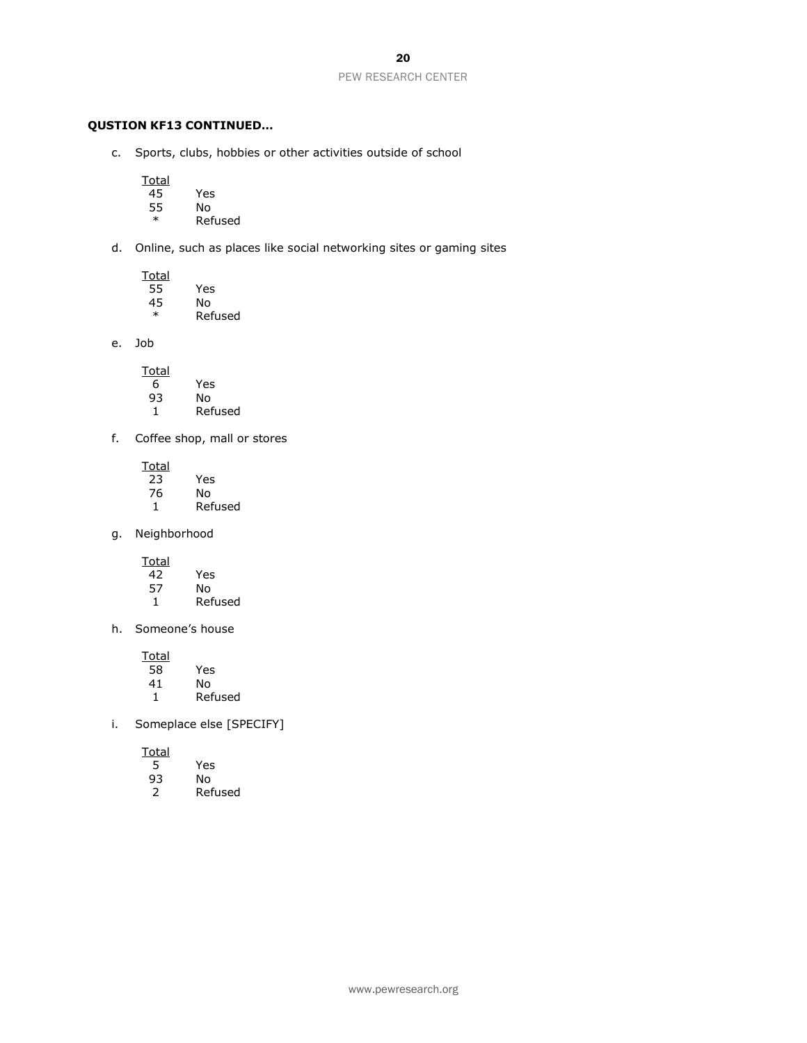**QUSTION KF13 CONTINUED…**

c. Sports, clubs, hobbies or other activities outside of school

| Total | |
|---|---|
| 45 | Yes |
| 55 | No |
| * | Refused |

d. Online, such as places like social networking sites or gaming sites

| Total | |
|---|---|
| 55 | Yes |
| 45 | No |
| * | Refused |

e. Job

| Total | |
|---|---|
| 6 | Yes |
| 93 | No |
| 1 | Refused |

f. Coffee shop, mall or stores

| Total | |
|---|---|
| 23 | Yes |
| 76 | No |
| 1 | Refused |

g. Neighborhood

| Total | |
|---|---|
| 42 | Yes |
| 57 | No |
| 1 | Refused |

h. Someone's house

| Total | |
|---|---|
| 58 | Yes |
| 41 | No |
| 1 | Refused |

i. Someplace else [SPECIFY]

| Total | |
|---|---|
| 5 | Yes |
| 93 | No |
| 2 | Refused |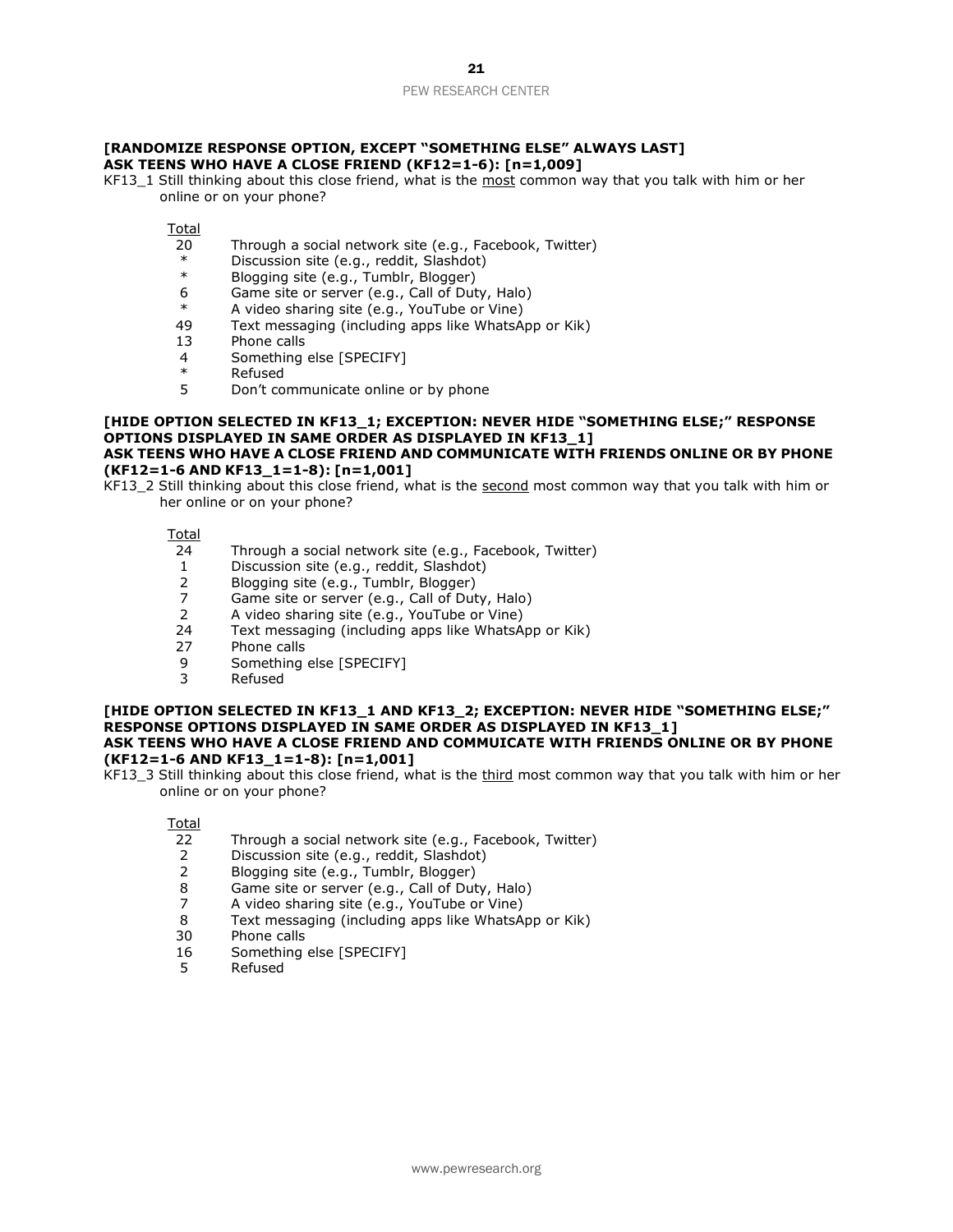**[RANDOMIZE RESPONSE OPTION, EXCEPT "SOMETHING ELSE" ALWAYS LAST]**
**ASK TEENS WHO HAVE A CLOSE FRIEND (KF12=1-6): [n=1,009]**

KF13_1 Still thinking about this close friend, what is the <u>most</u> common way that you talk with him or her online or on your phone?

| Total | |
|---|---|
| 20 | Through a social network site (e.g., Facebook, Twitter) |
| * | Discussion site (e.g., reddit, Slashdot) |
| * | Blogging site (e.g., Tumblr, Blogger) |
| 6 | Game site or server (e.g., Call of Duty, Halo) |
| * | A video sharing site (e.g., YouTube or Vine) |
| 49 | Text messaging (including apps like WhatsApp or Kik) |
| 13 | Phone calls |
| 4 | Something else [SPECIFY] |
| * | Refused |
| 5 | Don't communicate online or by phone |

**[HIDE OPTION SELECTED IN KF13_1; EXCEPTION: NEVER HIDE "SOMETHING ELSE;" RESPONSE OPTIONS DISPLAYED IN SAME ORDER AS DISPLAYED IN KF13_1]**
**ASK TEENS WHO HAVE A CLOSE FRIEND AND COMMUNICATE WITH FRIENDS ONLINE OR BY PHONE (KF12=1-6 AND KF13_1=1-8): [n=1,001]**

KF13_2 Still thinking about this close friend, what is the <u>second</u> most common way that you talk with him or her online or on your phone?

| Total | |
|---|---|
| 24 | Through a social network site (e.g., Facebook, Twitter) |
| 1 | Discussion site (e.g., reddit, Slashdot) |
| 2 | Blogging site (e.g., Tumblr, Blogger) |
| 7 | Game site or server (e.g., Call of Duty, Halo) |
| 2 | A video sharing site (e.g., YouTube or Vine) |
| 24 | Text messaging (including apps like WhatsApp or Kik) |
| 27 | Phone calls |
| 9 | Something else [SPECIFY] |
| 3 | Refused |

**[HIDE OPTION SELECTED IN KF13_1 AND KF13_2; EXCEPTION: NEVER HIDE "SOMETHING ELSE;" RESPONSE OPTIONS DISPLAYED IN SAME ORDER AS DISPLAYED IN KF13_1]**
**ASK TEENS WHO HAVE A CLOSE FRIEND AND COMMUICATE WITH FRIENDS ONLINE OR BY PHONE (KF12=1-6 AND KF13_1=1-8): [n=1,001]**

KF13_3 Still thinking about this close friend, what is the <u>third</u> most common way that you talk with him or her online or on your phone?

| Total | |
|---|---|
| 22 | Through a social network site (e.g., Facebook, Twitter) |
| 2 | Discussion site (e.g., reddit, Slashdot) |
| 2 | Blogging site (e.g., Tumblr, Blogger) |
| 8 | Game site or server (e.g., Call of Duty, Halo) |
| 7 | A video sharing site (e.g., YouTube or Vine) |
| 8 | Text messaging (including apps like WhatsApp or Kik) |
| 30 | Phone calls |
| 16 | Something else [SPECIFY] |
| 5 | Refused |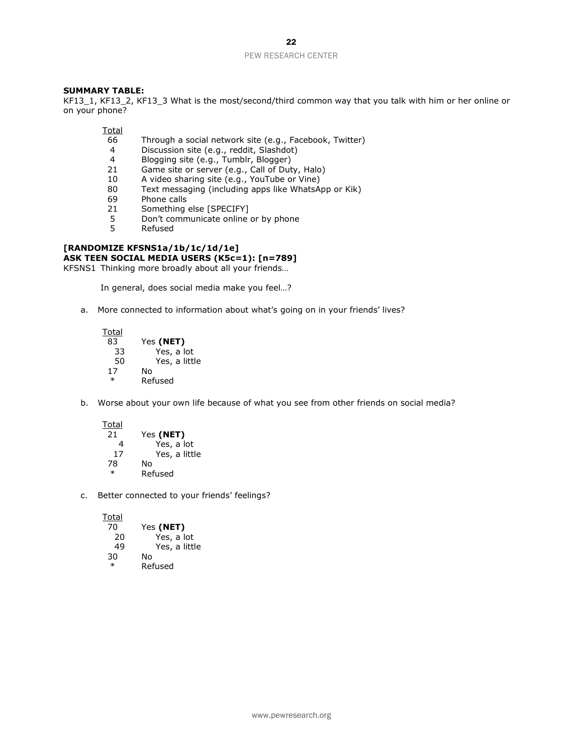**SUMMARY TABLE:**
KF13_1, KF13_2, KF13_3 What is the most/second/third common way that you talk with him or her online or on your phone?

| Total | |
|---|---|
| 66 | Through a social network site (e.g., Facebook, Twitter) |
| 4 | Discussion site (e.g., reddit, Slashdot) |
| 4 | Blogging site (e.g., Tumblr, Blogger) |
| 21 | Game site or server (e.g., Call of Duty, Halo) |
| 10 | A video sharing site (e.g., YouTube or Vine) |
| 80 | Text messaging (including apps like WhatsApp or Kik) |
| 69 | Phone calls |
| 21 | Something else [SPECIFY] |
| 5 | Don't communicate online or by phone |
| 5 | Refused |

**[RANDOMIZE KFSNS1a/1b/1c/1d/1e]**
**ASK TEEN SOCIAL MEDIA USERS (K5c=1): [n=789]**
KFSNS1 Thinking more broadly about all your friends…

In general, does social media make you feel…?

a. More connected to information about what's going on in your friends' lives?

| Total | |
|---|---|
| 83 | Yes **(NET)** |
| 33 | Yes, a lot |
| 50 | Yes, a little |
| 17 | No |
| * | Refused |

b. Worse about your own life because of what you see from other friends on social media?

| Total | |
|---|---|
| 21 | Yes **(NET)** |
| 4 | Yes, a lot |
| 17 | Yes, a little |
| 78 | No |
| * | Refused |

c. Better connected to your friends' feelings?

| Total | |
|---|---|
| 70 | Yes **(NET)** |
| 20 | Yes, a lot |
| 49 | Yes, a little |
| 30 | No |
| * | Refused |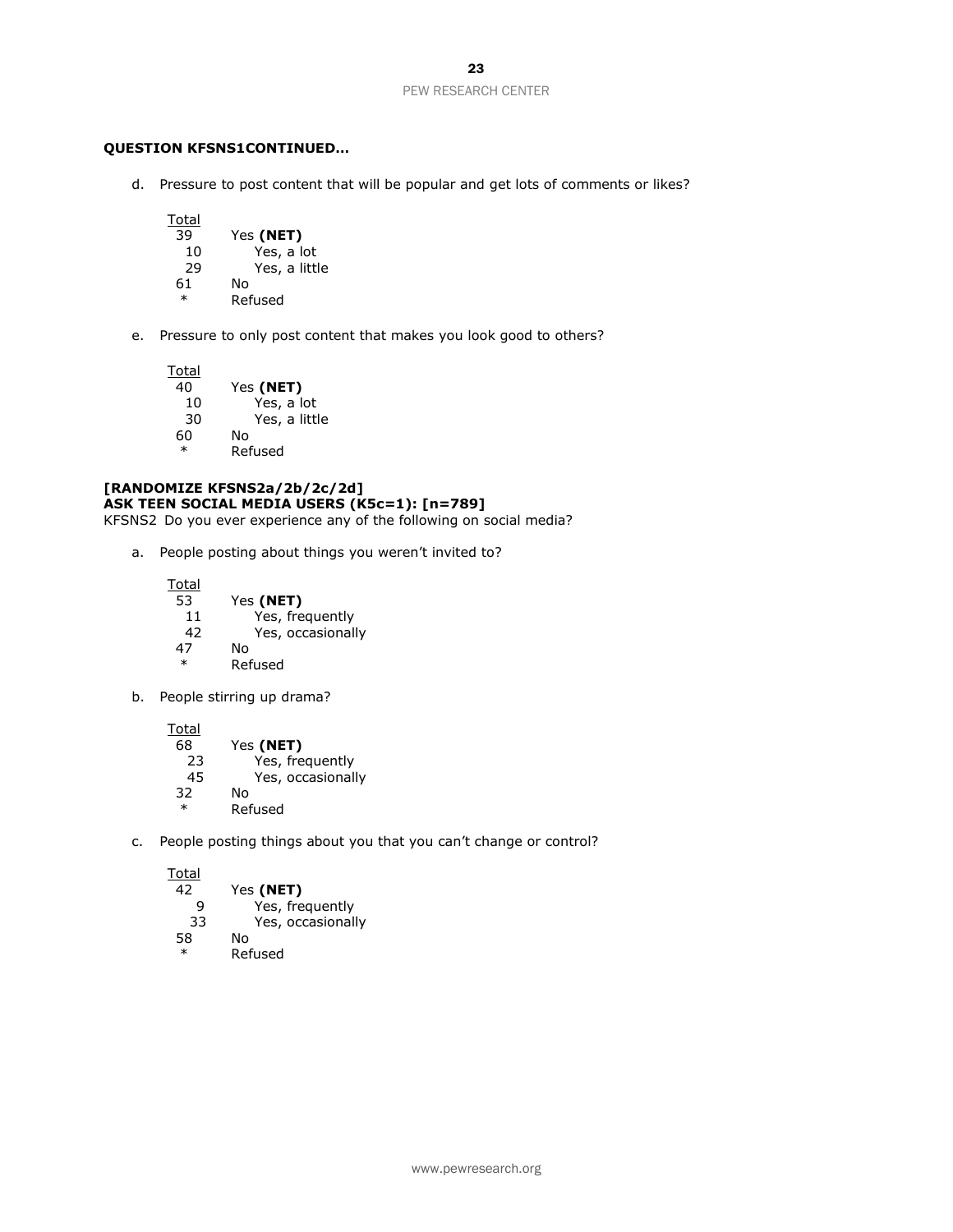**QUESTION KFSNS1CONTINUED…**

d. Pressure to post content that will be popular and get lots of comments or likes?

| Total | |
|---|---|
| 39 | Yes **(NET)** |
| 10 | Yes, a lot |
| 29 | Yes, a little |
| 61 | No |
| * | Refused |

e. Pressure to only post content that makes you look good to others?

| Total | |
|---|---|
| 40 | Yes **(NET)** |
| 10 | Yes, a lot |
| 30 | Yes, a little |
| 60 | No |
| * | Refused |

**[RANDOMIZE KFSNS2a/2b/2c/2d]**
**ASK TEEN SOCIAL MEDIA USERS (K5c=1): [n=789]**
KFSNS2 Do you ever experience any of the following on social media?

a. People posting about things you weren't invited to?

| Total | |
|---|---|
| 53 | Yes **(NET)** |
| 11 | Yes, frequently |
| 42 | Yes, occasionally |
| 47 | No |
| * | Refused |

b. People stirring up drama?

| Total | |
|---|---|
| 68 | Yes **(NET)** |
| 23 | Yes, frequently |
| 45 | Yes, occasionally |
| 32 | No |
| * | Refused |

c. People posting things about you that you can't change or control?

| Total | |
|---|---|
| 42 | Yes **(NET)** |
| 9 | Yes, frequently |
| 33 | Yes, occasionally |
| 58 | No |
| * | Refused |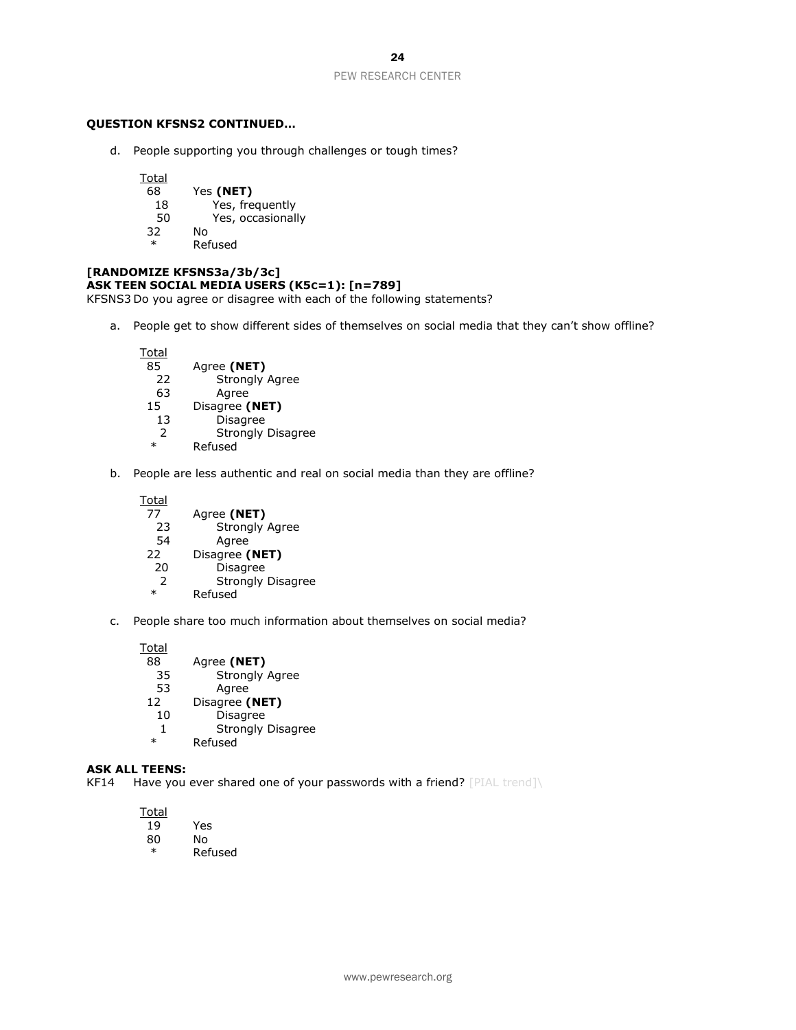**QUESTION KFSNS2 CONTINUED…**

d. People supporting you through challenges or tough times?

| Total | |
|---|---|
| 68 | Yes **(NET)** |
| 18 | Yes, frequently |
| 50 | Yes, occasionally |
| 32 | No |
| * | Refused |

**[RANDOMIZE KFSNS3a/3b/3c]**
**ASK TEEN SOCIAL MEDIA USERS (K5c=1): [n=789]**
KFSNS3 Do you agree or disagree with each of the following statements?

a. People get to show different sides of themselves on social media that they can't show offline?

| Total | |
|---|---|
| 85 | Agree **(NET)** |
| 22 | Strongly Agree |
| 63 | Agree |
| 15 | Disagree **(NET)** |
| 13 | Disagree |
| 2 | Strongly Disagree |
| * | Refused |

b. People are less authentic and real on social media than they are offline?

| Total | |
|---|---|
| 77 | Agree **(NET)** |
| 23 | Strongly Agree |
| 54 | Agree |
| 22 | Disagree **(NET)** |
| 20 | Disagree |
| 2 | Strongly Disagree |
| * | Refused |

c. People share too much information about themselves on social media?

| Total | |
|---|---|
| 88 | Agree **(NET)** |
| 35 | Strongly Agree |
| 53 | Agree |
| 12 | Disagree **(NET)** |
| 10 | Disagree |
| 1 | Strongly Disagree |
| * | Refused |

**ASK ALL TEENS:**
KF14 Have you ever shared one of your passwords with a friend? [PIAL trend]\

| Total | |
|---|---|
| 19 | Yes |
| 80 | No |
| * | Refused |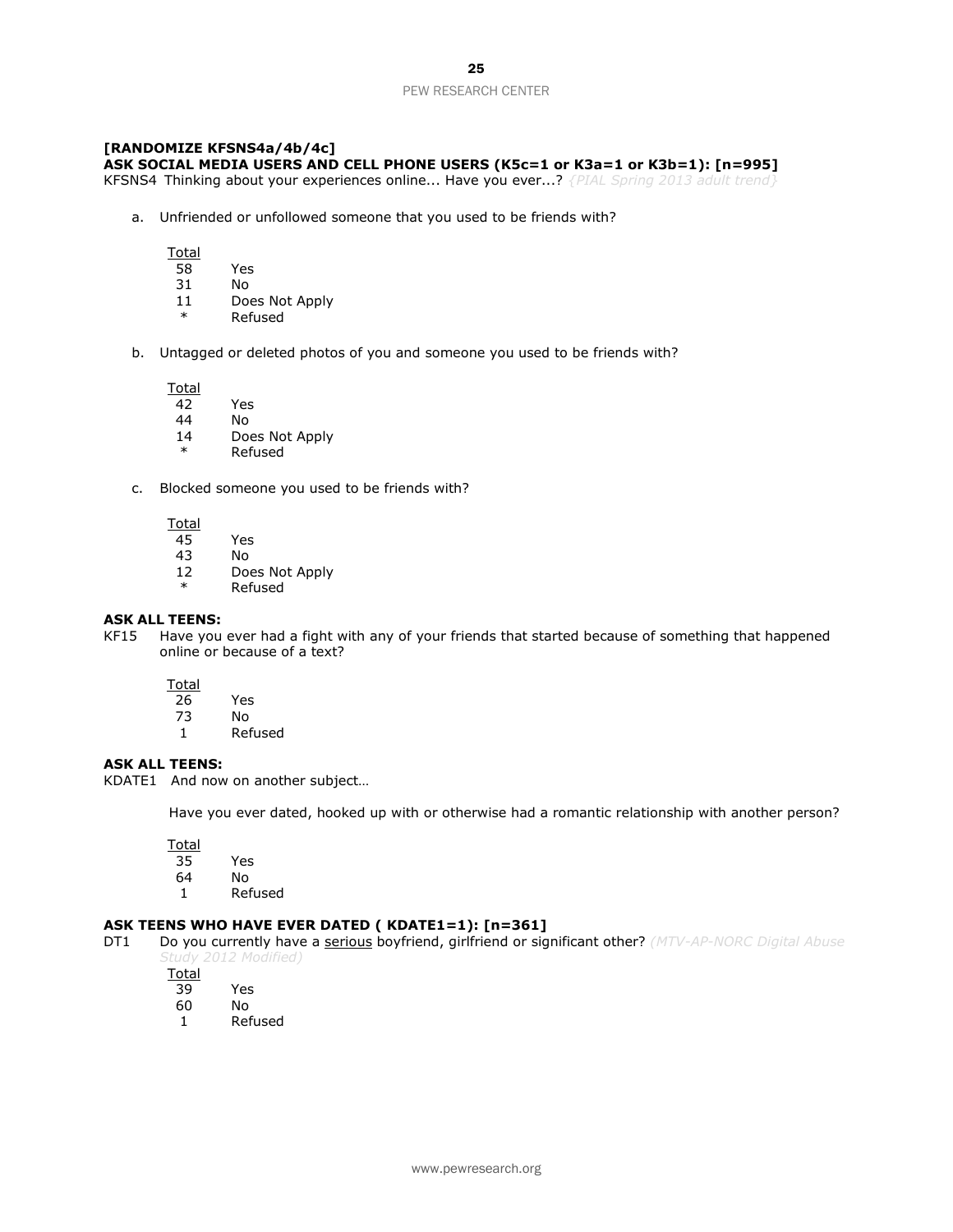**[RANDOMIZE KFSNS4a/4b/4c]**
**ASK SOCIAL MEDIA USERS AND CELL PHONE USERS (K5c=1 or K3a=1 or K3b=1): [n=995]**
KFSNS4 Thinking about your experiences online... Have you ever...? *{PIAL Spring 2013 adult trend}*

a. Unfriended or unfollowed someone that you used to be friends with?

| Total | |
|---|---|
| 58 | Yes |
| 31 | No |
| 11 | Does Not Apply |
| * | Refused |

b. Untagged or deleted photos of you and someone you used to be friends with?

| Total | |
|---|---|
| 42 | Yes |
| 44 | No |
| 14 | Does Not Apply |
| * | Refused |

c. Blocked someone you used to be friends with?

| Total | |
|---|---|
| 45 | Yes |
| 43 | No |
| 12 | Does Not Apply |
| * | Refused |

**ASK ALL TEENS:**
KF15 Have you ever had a fight with any of your friends that started because of something that happened online or because of a text?

| Total | |
|---|---|
| 26 | Yes |
| 73 | No |
| 1 | Refused |

**ASK ALL TEENS:**
KDATE1 And now on another subject…

Have you ever dated, hooked up with or otherwise had a romantic relationship with another person?

| Total | |
|---|---|
| 35 | Yes |
| 64 | No |
| 1 | Refused |

**ASK TEENS WHO HAVE EVER DATED ( KDATE1=1): [n=361]**
DT1 Do you currently have a serious boyfriend, girlfriend or significant other? *(MTV-AP-NORC Digital Abuse Study 2012 Modified)*

| Total | |
|---|---|
| 39 | Yes |
| 60 | No |
| 1 | Refused |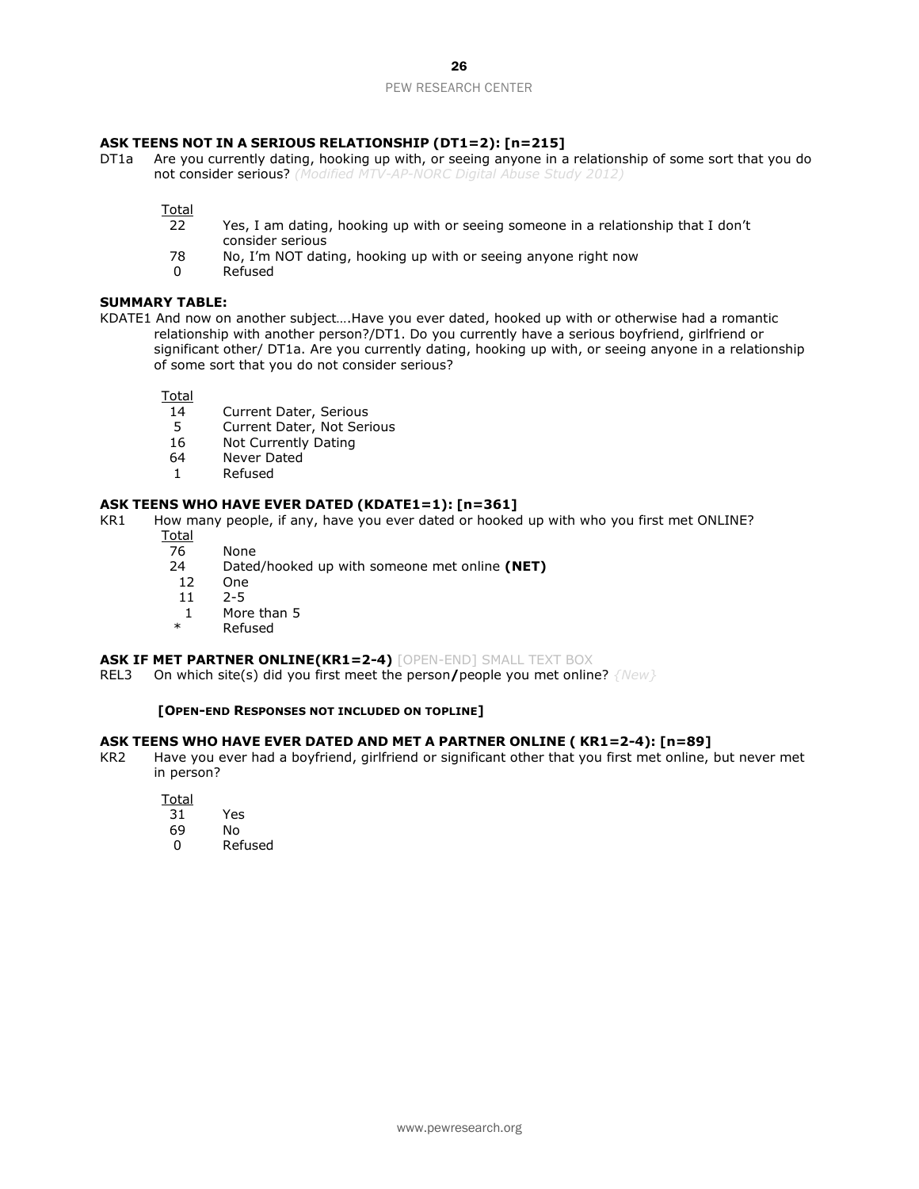**ASK TEENS NOT IN A SERIOUS RELATIONSHIP (DT1=2): [n=215]**

DT1a Are you currently dating, hooking up with, or seeing anyone in a relationship of some sort that you do not consider serious? *(Modified MTV-AP-NORC Digital Abuse Study 2012)*

| Total | |
|---|---|
| 22 | Yes, I am dating, hooking up with or seeing someone in a relationship that I don't consider serious |
| 78 | No, I'm NOT dating, hooking up with or seeing anyone right now |
| 0 | Refused |

**SUMMARY TABLE:**

KDATE1 And now on another subject….Have you ever dated, hooked up with or otherwise had a romantic relationship with another person?/DT1. Do you currently have a serious boyfriend, girlfriend or significant other/ DT1a. Are you currently dating, hooking up with, or seeing anyone in a relationship of some sort that you do not consider serious?

| Total | |
|---|---|
| 14 | Current Dater, Serious |
| 5 | Current Dater, Not Serious |
| 16 | Not Currently Dating |
| 64 | Never Dated |
| 1 | Refused |

**ASK TEENS WHO HAVE EVER DATED (KDATE1=1): [n=361]**

KR1 How many people, if any, have you ever dated or hooked up with who you first met ONLINE?

| Total | |
|---|---|
| 76 | None |
| 24 | Dated/hooked up with someone met online **(NET)** |
| 12 | One |
| 11 | 2-5 |
| 1 | More than 5 |
| * | Refused |

**ASK IF MET PARTNER ONLINE(KR1=2-4)** [OPEN-END] SMALL TEXT BOX

REL3 On which site(s) did you first meet the person**/**people you met online? *{New}*

**[OPEN-END RESPONSES NOT INCLUDED ON TOPLINE]**

**ASK TEENS WHO HAVE EVER DATED AND MET A PARTNER ONLINE ( KR1=2-4): [n=89]**

KR2 Have you ever had a boyfriend, girlfriend or significant other that you first met online, but never met in person?

| Total | |
|---|---|
| 31 | Yes |
| 69 | No |
| 0 | Refused |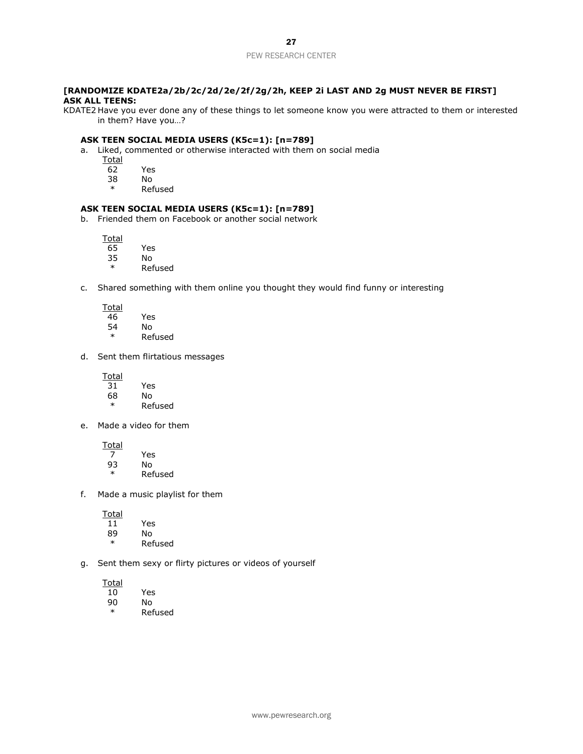**[RANDOMIZE KDATE2a/2b/2c/2d/2e/2f/2g/2h, KEEP 2i LAST AND 2g MUST NEVER BE FIRST]**
**ASK ALL TEENS:**

KDATE2 Have you ever done any of these things to let someone know you were attracted to them or interested in them? Have you…?

**ASK TEEN SOCIAL MEDIA USERS (K5c=1): [n=789]**

a. Liked, commented or otherwise interacted with them on social media

| Total | |
|---|---|
| 62 | Yes |
| 38 | No |
| * | Refused |

**ASK TEEN SOCIAL MEDIA USERS (K5c=1): [n=789]**

b. Friended them on Facebook or another social network

| Total | |
|---|---|
| 65 | Yes |
| 35 | No |
| * | Refused |

c. Shared something with them online you thought they would find funny or interesting

| Total | |
|---|---|
| 46 | Yes |
| 54 | No |
| * | Refused |

d. Sent them flirtatious messages

| Total | |
|---|---|
| 31 | Yes |
| 68 | No |
| * | Refused |

e. Made a video for them

| Total | |
|---|---|
| 7 | Yes |
| 93 | No |
| * | Refused |

f. Made a music playlist for them

| Total | |
|---|---|
| 11 | Yes |
| 89 | No |
| * | Refused |

g. Sent them sexy or flirty pictures or videos of yourself

| Total | |
|---|---|
| 10 | Yes |
| 90 | No |
| * | Refused |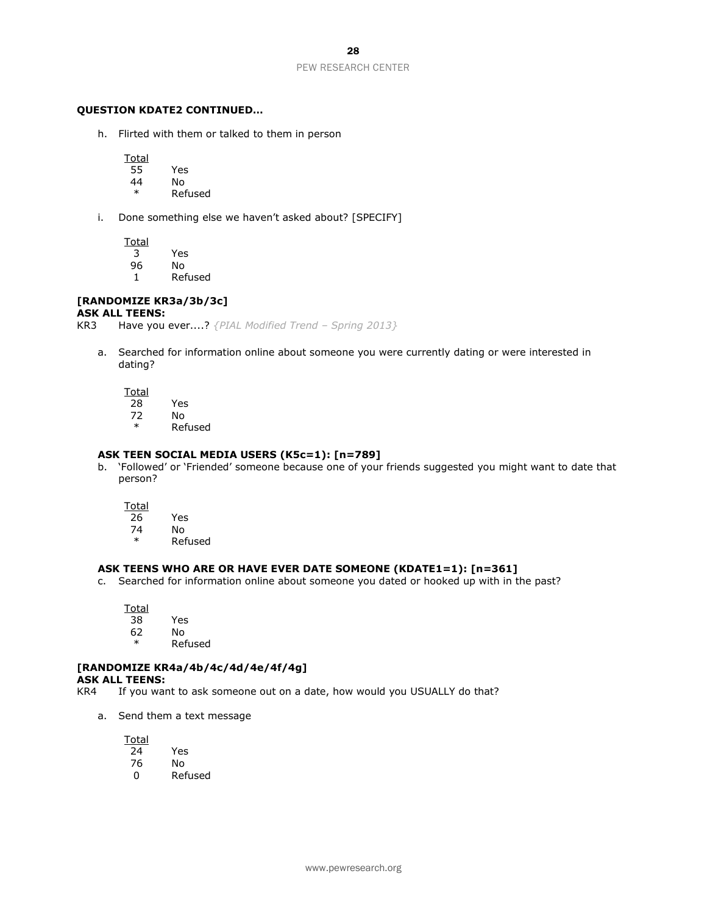**QUESTION KDATE2 CONTINUED…**

h. Flirted with them or talked to them in person

| Total | |
|---|---|
| 55 | Yes |
| 44 | No |
| * | Refused |

i. Done something else we haven't asked about? [SPECIFY]

| Total | |
|---|---|
| 3 | Yes |
| 96 | No |
| 1 | Refused |

**[RANDOMIZE KR3a/3b/3c]**
**ASK ALL TEENS:**
KR3 Have you ever....? *{PIAL Modified Trend – Spring 2013}*

a. Searched for information online about someone you were currently dating or were interested in dating?

| Total | |
|---|---|
| 28 | Yes |
| 72 | No |
| * | Refused |

**ASK TEEN SOCIAL MEDIA USERS (K5c=1): [n=789]**

b. 'Followed' or 'Friended' someone because one of your friends suggested you might want to date that person?

| Total | |
|---|---|
| 26 | Yes |
| 74 | No |
| * | Refused |

**ASK TEENS WHO ARE OR HAVE EVER DATE SOMEONE (KDATE1=1): [n=361]**

c. Searched for information online about someone you dated or hooked up with in the past?

| Total | |
|---|---|
| 38 | Yes |
| 62 | No |
| * | Refused |

**[RANDOMIZE KR4a/4b/4c/4d/4e/4f/4g]**
**ASK ALL TEENS:**
KR4 If you want to ask someone out on a date, how would you USUALLY do that?

a. Send them a text message

| Total | |
|---|---|
| 24 | Yes |
| 76 | No |
| 0 | Refused |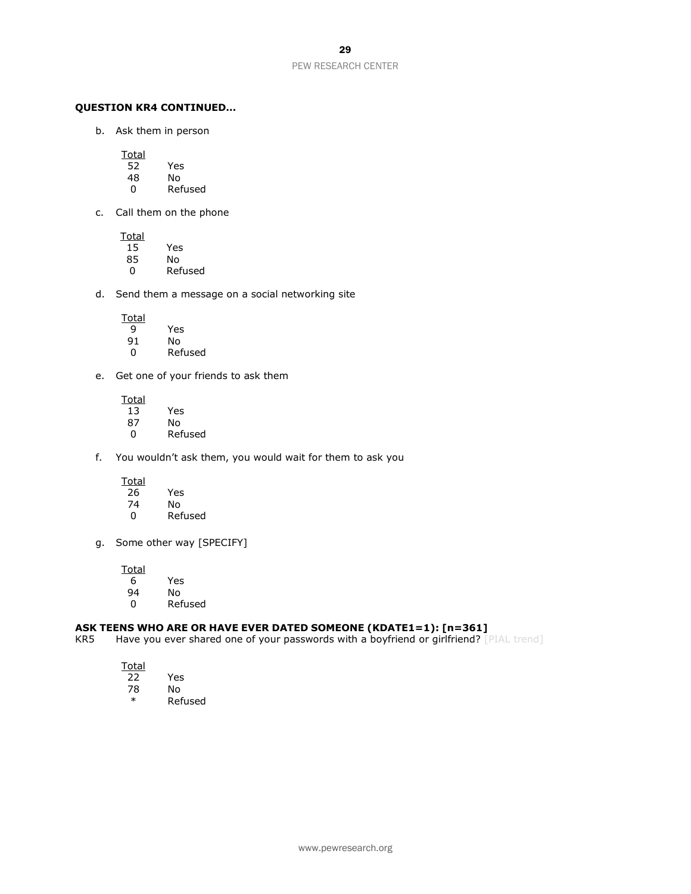**QUESTION KR4 CONTINUED…**

b. Ask them in person

| Total | |
|---|---|
| 52 | Yes |
| 48 | No |
| 0 | Refused |

c. Call them on the phone

| Total | |
|---|---|
| 15 | Yes |
| 85 | No |
| 0 | Refused |

d. Send them a message on a social networking site

| Total | |
|---|---|
| 9 | Yes |
| 91 | No |
| 0 | Refused |

e. Get one of your friends to ask them

| Total | |
|---|---|
| 13 | Yes |
| 87 | No |
| 0 | Refused |

f. You wouldn't ask them, you would wait for them to ask you

| Total | |
|---|---|
| 26 | Yes |
| 74 | No |
| 0 | Refused |

g. Some other way [SPECIFY]

| Total | |
|---|---|
| 6 | Yes |
| 94 | No |
| 0 | Refused |

**ASK TEENS WHO ARE OR HAVE EVER DATED SOMEONE (KDATE1=1): [n=361]**

KR5 Have you ever shared one of your passwords with a boyfriend or girlfriend? [PIAL trend]

| Total | |
|---|---|
| 22 | Yes |
| 78 | No |
| * | Refused |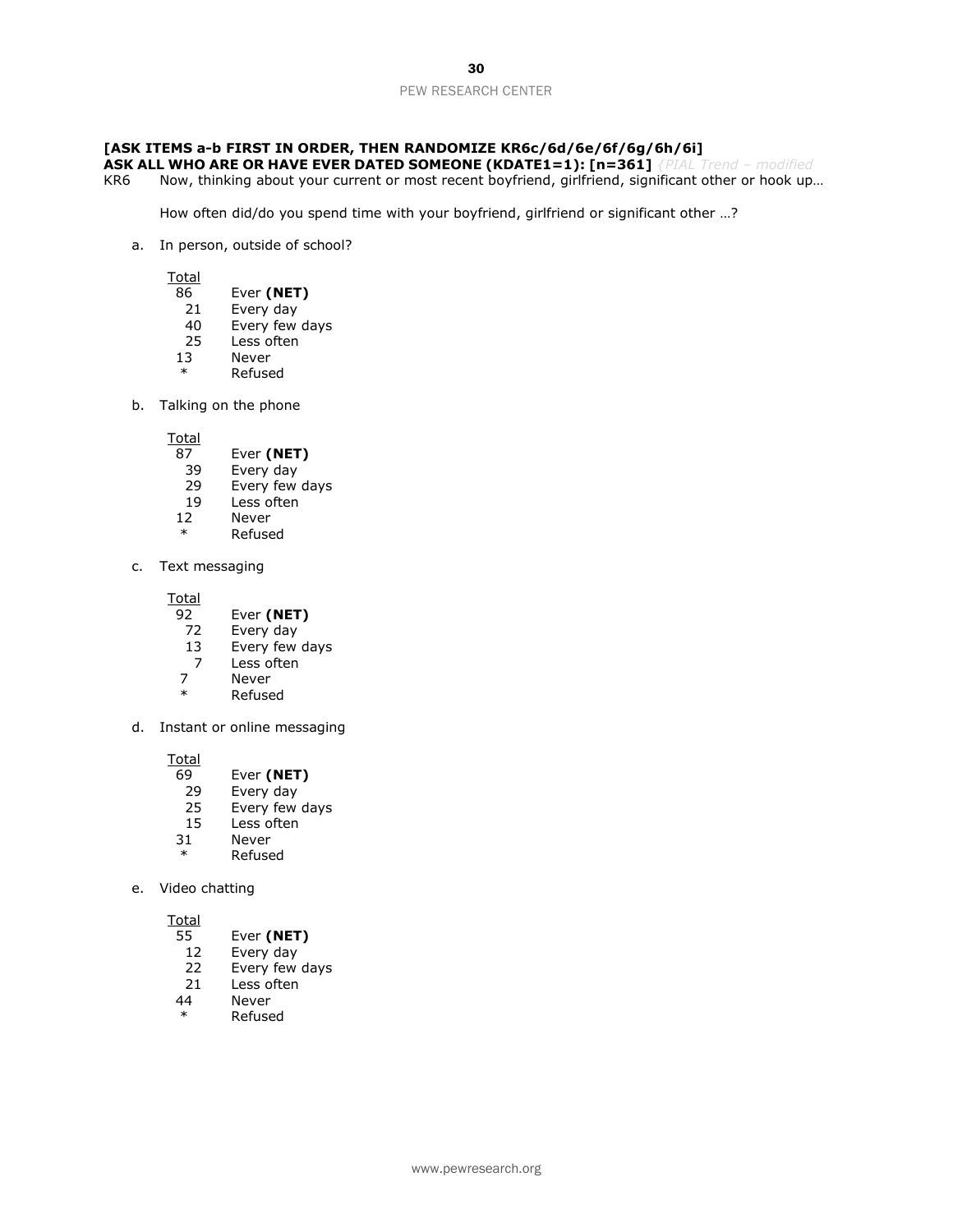**[ASK ITEMS a-b FIRST IN ORDER, THEN RANDOMIZE KR6c/6d/6e/6f/6g/6h/6i]**
**ASK ALL WHO ARE OR HAVE EVER DATED SOMEONE (KDATE1=1): [n=361]** *{PIAL Trend – modified*

KR6 Now, thinking about your current or most recent boyfriend, girlfriend, significant other or hook up…

How often did/do you spend time with your boyfriend, girlfriend or significant other …?

a. In person, outside of school?

| Total | |
|---|---|
| 86 | Ever **(NET)** |
| 21 | Every day |
| 40 | Every few days |
| 25 | Less often |
| 13 | Never |
| * | Refused |

b. Talking on the phone

| Total | |
|---|---|
| 87 | Ever **(NET)** |
| 39 | Every day |
| 29 | Every few days |
| 19 | Less often |
| 12 | Never |
| * | Refused |

c. Text messaging

| Total | |
|---|---|
| 92 | Ever **(NET)** |
| 72 | Every day |
| 13 | Every few days |
| 7 | Less often |
| 7 | Never |
| * | Refused |

d. Instant or online messaging

| Total | |
|---|---|
| 69 | Ever **(NET)** |
| 29 | Every day |
| 25 | Every few days |
| 15 | Less often |
| 31 | Never |
| * | Refused |

e. Video chatting

| Total | |
|---|---|
| 55 | Ever **(NET)** |
| 12 | Every day |
| 22 | Every few days |
| 21 | Less often |
| 44 | Never |
| * | Refused |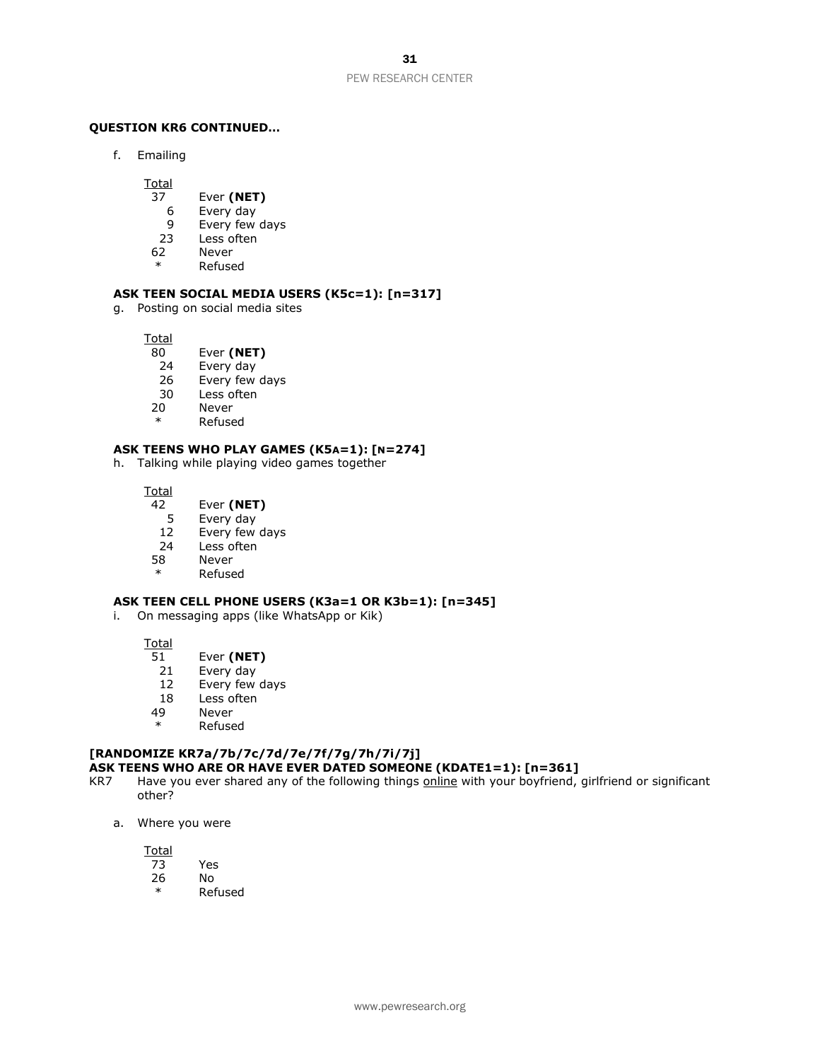**QUESTION KR6 CONTINUED…**

f. Emailing

| Total | |
|---|---|
| 37 | Ever **(NET)** |
| 6 | Every day |
| 9 | Every few days |
| 23 | Less often |
| 62 | Never |
| * | Refused |

**ASK TEEN SOCIAL MEDIA USERS (K5c=1): [n=317]**

g. Posting on social media sites

| Total | |
|---|---|
| 80 | Ever **(NET)** |
| 24 | Every day |
| 26 | Every few days |
| 30 | Less often |
| 20 | Never |
| * | Refused |

**ASK TEENS WHO PLAY GAMES (K5A=1): [N=274]**

h. Talking while playing video games together

| Total | |
|---|---|
| 42 | Ever **(NET)** |
| 5 | Every day |
| 12 | Every few days |
| 24 | Less often |
| 58 | Never |
| * | Refused |

**ASK TEEN CELL PHONE USERS (K3a=1 OR K3b=1): [n=345]**

i. On messaging apps (like WhatsApp or Kik)

| Total | |
|---|---|
| 51 | Ever **(NET)** |
| 21 | Every day |
| 12 | Every few days |
| 18 | Less often |
| 49 | Never |
| * | Refused |

**[RANDOMIZE KR7a/7b/7c/7d/7e/7f/7g/7h/7i/7j]**
**ASK TEENS WHO ARE OR HAVE EVER DATED SOMEONE (KDATE1=1): [n=361]**

KR7 Have you ever shared any of the following things online with your boyfriend, girlfriend or significant other?

a. Where you were

| Total | |
|---|---|
| 73 | Yes |
| 26 | No |
| * | Refused |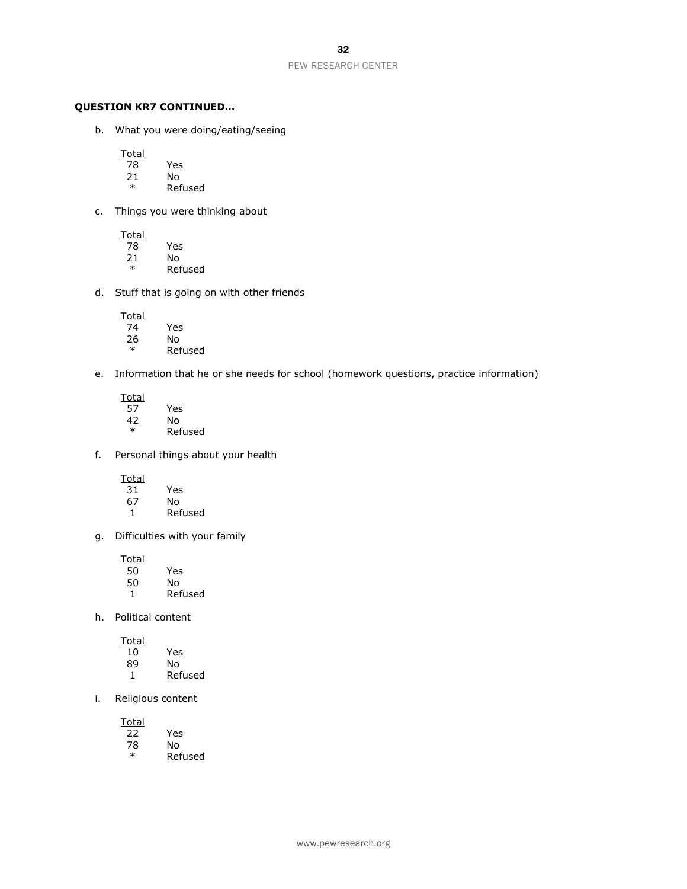**QUESTION KR7 CONTINUED…**

b. What you were doing/eating/seeing

| Total | |
|---|---|
| 78 | Yes |
| 21 | No |
| * | Refused |

c. Things you were thinking about

| Total | |
|---|---|
| 78 | Yes |
| 21 | No |
| * | Refused |

d. Stuff that is going on with other friends

| Total | |
|---|---|
| 74 | Yes |
| 26 | No |
| * | Refused |

e. Information that he or she needs for school (homework questions, practice information)

| Total | |
|---|---|
| 57 | Yes |
| 42 | No |
| * | Refused |

f. Personal things about your health

| Total | |
|---|---|
| 31 | Yes |
| 67 | No |
| 1 | Refused |

g. Difficulties with your family

| Total | |
|---|---|
| 50 | Yes |
| 50 | No |
| 1 | Refused |

h. Political content

| Total | |
|---|---|
| 10 | Yes |
| 89 | No |
| 1 | Refused |

i. Religious content

| Total | |
|---|---|
| 22 | Yes |
| 78 | No |
| * | Refused |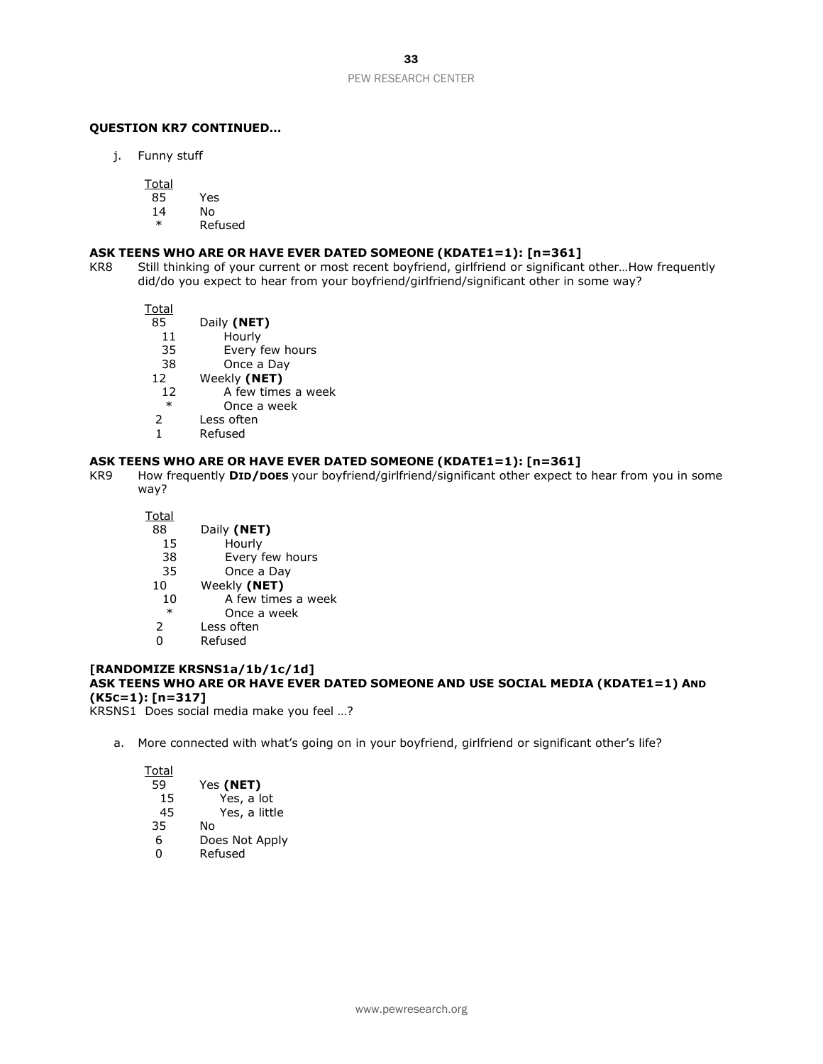**QUESTION KR7 CONTINUED…**

j. Funny stuff

| Total | |
|---|---|
| 85 | Yes |
| 14 | No |
| * | Refused |

**ASK TEENS WHO ARE OR HAVE EVER DATED SOMEONE (KDATE1=1): [n=361]**

KR8 Still thinking of your current or most recent boyfriend, girlfriend or significant other…How frequently did/do you expect to hear from your boyfriend/girlfriend/significant other in some way?

| Total | |
|---|---|
| 85 | Daily **(NET)** |
| 11 | Hourly |
| 35 | Every few hours |
| 38 | Once a Day |
| 12 | Weekly **(NET)** |
| 12 | A few times a week |
| * | Once a week |
| 2 | Less often |
| 1 | Refused |

**ASK TEENS WHO ARE OR HAVE EVER DATED SOMEONE (KDATE1=1): [n=361]**

KR9 How frequently **DID/DOES** your boyfriend/girlfriend/significant other expect to hear from you in some way?

| Total | |
|---|---|
| 88 | Daily **(NET)** |
| 15 | Hourly |
| 38 | Every few hours |
| 35 | Once a Day |
| 10 | Weekly **(NET)** |
| 10 | A few times a week |
| * | Once a week |
| 2 | Less often |
| 0 | Refused |

**[RANDOMIZE KRSNS1a/1b/1c/1d]**
**ASK TEENS WHO ARE OR HAVE EVER DATED SOMEONE AND USE SOCIAL MEDIA (KDATE1=1) AND (K5c=1): [n=317]**

KRSNS1 Does social media make you feel …?

a. More connected with what's going on in your boyfriend, girlfriend or significant other's life?

| Total | |
|---|---|
| 59 | Yes **(NET)** |
| 15 | Yes, a lot |
| 45 | Yes, a little |
| 35 | No |
| 6 | Does Not Apply |
| 0 | Refused |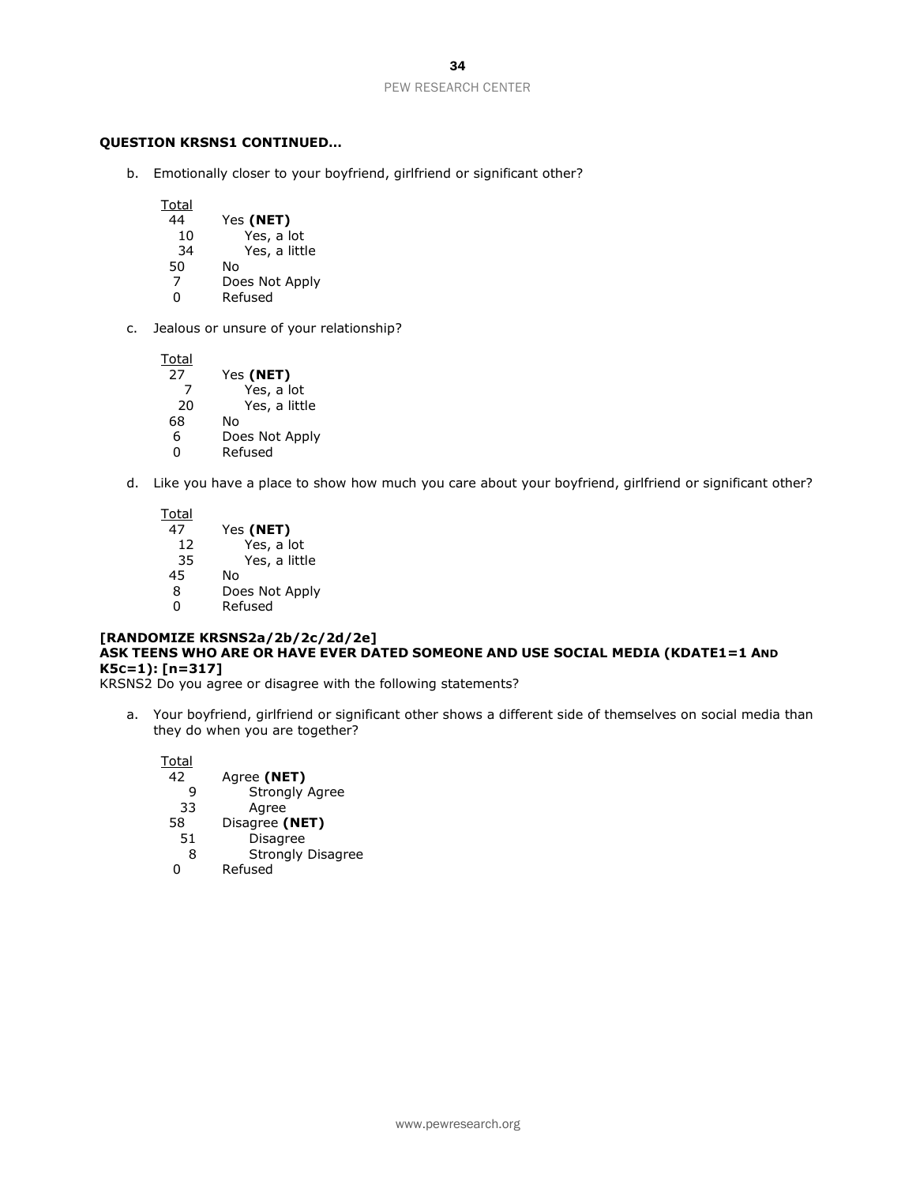**QUESTION KRSNS1 CONTINUED…**

b. Emotionally closer to your boyfriend, girlfriend or significant other?

| Total | |
|---|---|
| 44 | Yes **(NET)** |
| 10 | Yes, a lot |
| 34 | Yes, a little |
| 50 | No |
| 7 | Does Not Apply |
| 0 | Refused |

c. Jealous or unsure of your relationship?

| Total | |
|---|---|
| 27 | Yes **(NET)** |
| 7 | Yes, a lot |
| 20 | Yes, a little |
| 68 | No |
| 6 | Does Not Apply |
| 0 | Refused |

d. Like you have a place to show how much you care about your boyfriend, girlfriend or significant other?

| Total | |
|---|---|
| 47 | Yes **(NET)** |
| 12 | Yes, a lot |
| 35 | Yes, a little |
| 45 | No |
| 8 | Does Not Apply |
| 0 | Refused |

**[RANDOMIZE KRSNS2a/2b/2c/2d/2e]**
**ASK TEENS WHO ARE OR HAVE EVER DATED SOMEONE AND USE SOCIAL MEDIA (KDATE1=1 AND K5c=1): [n=317]**

KRSNS2 Do you agree or disagree with the following statements?

a. Your boyfriend, girlfriend or significant other shows a different side of themselves on social media than they do when you are together?

| Total | |
|---|---|
| 42 | Agree **(NET)** |
| 9 | Strongly Agree |
| 33 | Agree |
| 58 | Disagree **(NET)** |
| 51 | Disagree |
| 8 | Strongly Disagree |
| 0 | Refused |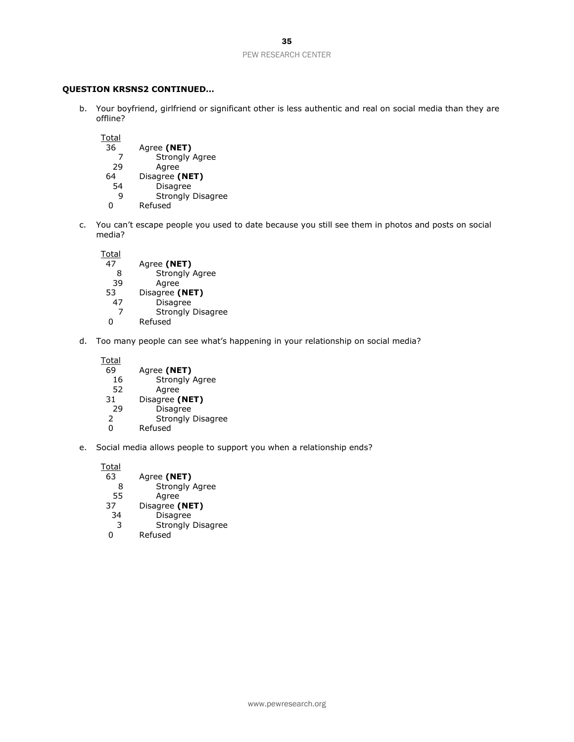**QUESTION KRSNS2 CONTINUED…**

b. Your boyfriend, girlfriend or significant other is less authentic and real on social media than they are offline?

| Total | |
|---|---|
| 36 | Agree **(NET)** |
| 7 | Strongly Agree |
| 29 | Agree |
| 64 | Disagree **(NET)** |
| 54 | Disagree |
| 9 | Strongly Disagree |
| 0 | Refused |

c. You can't escape people you used to date because you still see them in photos and posts on social media?

| Total | |
|---|---|
| 47 | Agree **(NET)** |
| 8 | Strongly Agree |
| 39 | Agree |
| 53 | Disagree **(NET)** |
| 47 | Disagree |
| 7 | Strongly Disagree |
| 0 | Refused |

d. Too many people can see what's happening in your relationship on social media?

| Total | |
|---|---|
| 69 | Agree **(NET)** |
| 16 | Strongly Agree |
| 52 | Agree |
| 31 | Disagree **(NET)** |
| 29 | Disagree |
| 2 | Strongly Disagree |
| 0 | Refused |

e. Social media allows people to support you when a relationship ends?

| Total | |
|---|---|
| 63 | Agree **(NET)** |
| 8 | Strongly Agree |
| 55 | Agree |
| 37 | Disagree **(NET)** |
| 34 | Disagree |
| 3 | Strongly Disagree |
| 0 | Refused |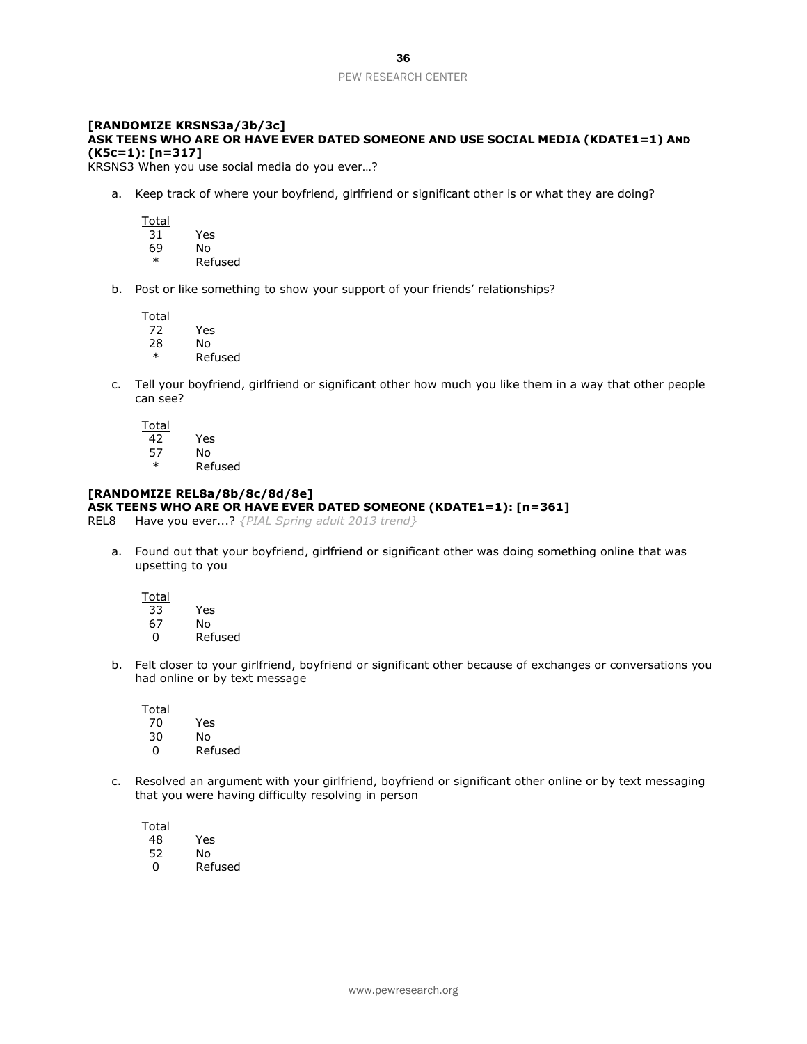**[RANDOMIZE KRSNS3a/3b/3c]**
**ASK TEENS WHO ARE OR HAVE EVER DATED SOMEONE AND USE SOCIAL MEDIA (KDATE1=1) AND (K5C=1): [n=317]**

KRSNS3 When you use social media do you ever…?

a. Keep track of where your boyfriend, girlfriend or significant other is or what they are doing?

| Total | |
|---|---|
| 31 | Yes |
| 69 | No |
| * | Refused |

b. Post or like something to show your support of your friends' relationships?

| Total | |
|---|---|
| 72 | Yes |
| 28 | No |
| * | Refused |

c. Tell your boyfriend, girlfriend or significant other how much you like them in a way that other people can see?

| Total | |
|---|---|
| 42 | Yes |
| 57 | No |
| * | Refused |

**[RANDOMIZE REL8a/8b/8c/8d/8e]**
**ASK TEENS WHO ARE OR HAVE EVER DATED SOMEONE (KDATE1=1): [n=361]**

REL8 Have you ever...? *{PIAL Spring adult 2013 trend}*

a. Found out that your boyfriend, girlfriend or significant other was doing something online that was upsetting to you

| Total | |
|---|---|
| 33 | Yes |
| 67 | No |
| 0 | Refused |

b. Felt closer to your girlfriend, boyfriend or significant other because of exchanges or conversations you had online or by text message

| Total | |
|---|---|
| 70 | Yes |
| 30 | No |
| 0 | Refused |

c. Resolved an argument with your girlfriend, boyfriend or significant other online or by text messaging that you were having difficulty resolving in person

| Total | |
|---|---|
| 48 | Yes |
| 52 | No |
| 0 | Refused |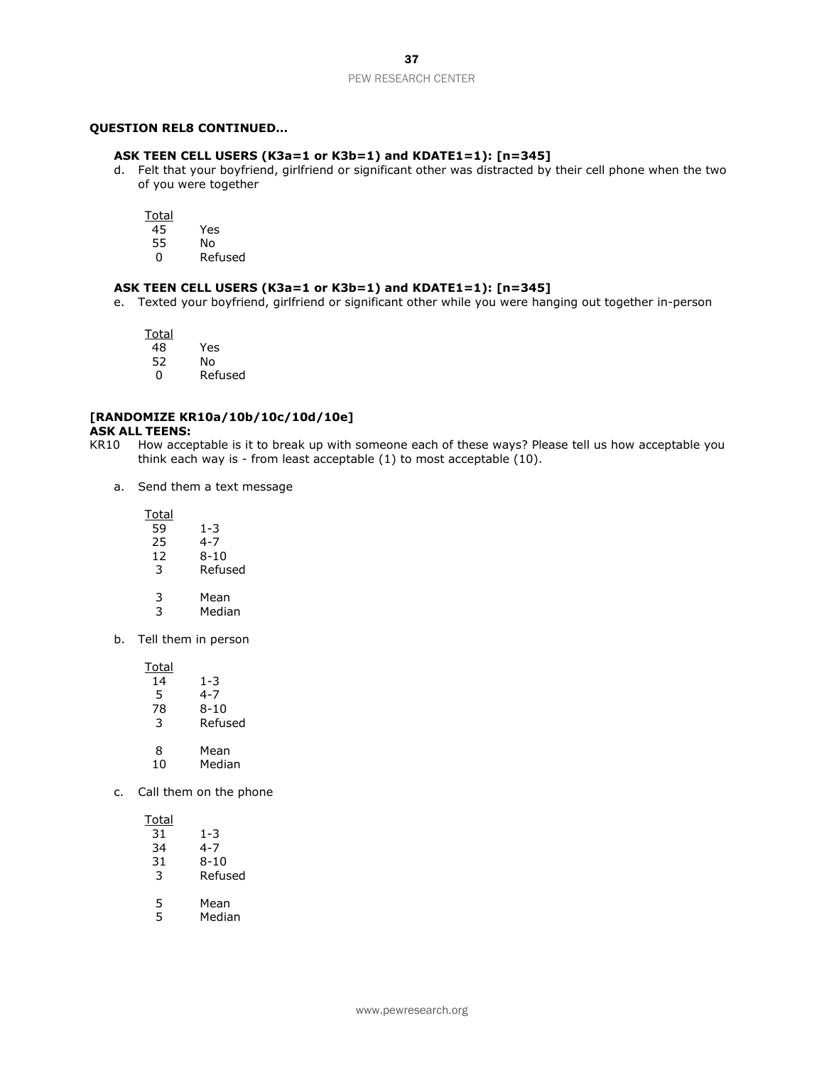**QUESTION REL8 CONTINUED…**

**ASK TEEN CELL USERS (K3a=1 or K3b=1) and KDATE1=1): [n=345]**

d. Felt that your boyfriend, girlfriend or significant other was distracted by their cell phone when the two of you were together

| Total | |
|---|---|
| 45 | Yes |
| 55 | No |
| 0 | Refused |

**ASK TEEN CELL USERS (K3a=1 or K3b=1) and KDATE1=1): [n=345]**

e. Texted your boyfriend, girlfriend or significant other while you were hanging out together in-person

| Total | |
|---|---|
| 48 | Yes |
| 52 | No |
| 0 | Refused |

**[RANDOMIZE KR10a/10b/10c/10d/10e]**
**ASK ALL TEENS:**

KR10 How acceptable is it to break up with someone each of these ways? Please tell us how acceptable you think each way is - from least acceptable (1) to most acceptable (10).

a. Send them a text message

| Total | |
|---|---|
| 59 | 1-3 |
| 25 | 4-7 |
| 12 | 8-10 |
| 3 | Refused |
| | |
| 3 | Mean |
| 3 | Median |

b. Tell them in person

| Total | |
|---|---|
| 14 | 1-3 |
| 5 | 4-7 |
| 78 | 8-10 |
| 3 | Refused |
| | |
| 8 | Mean |
| 10 | Median |

c. Call them on the phone

| Total | |
|---|---|
| 31 | 1-3 |
| 34 | 4-7 |
| 31 | 8-10 |
| 3 | Refused |
| | |
| 5 | Mean |
| 5 | Median |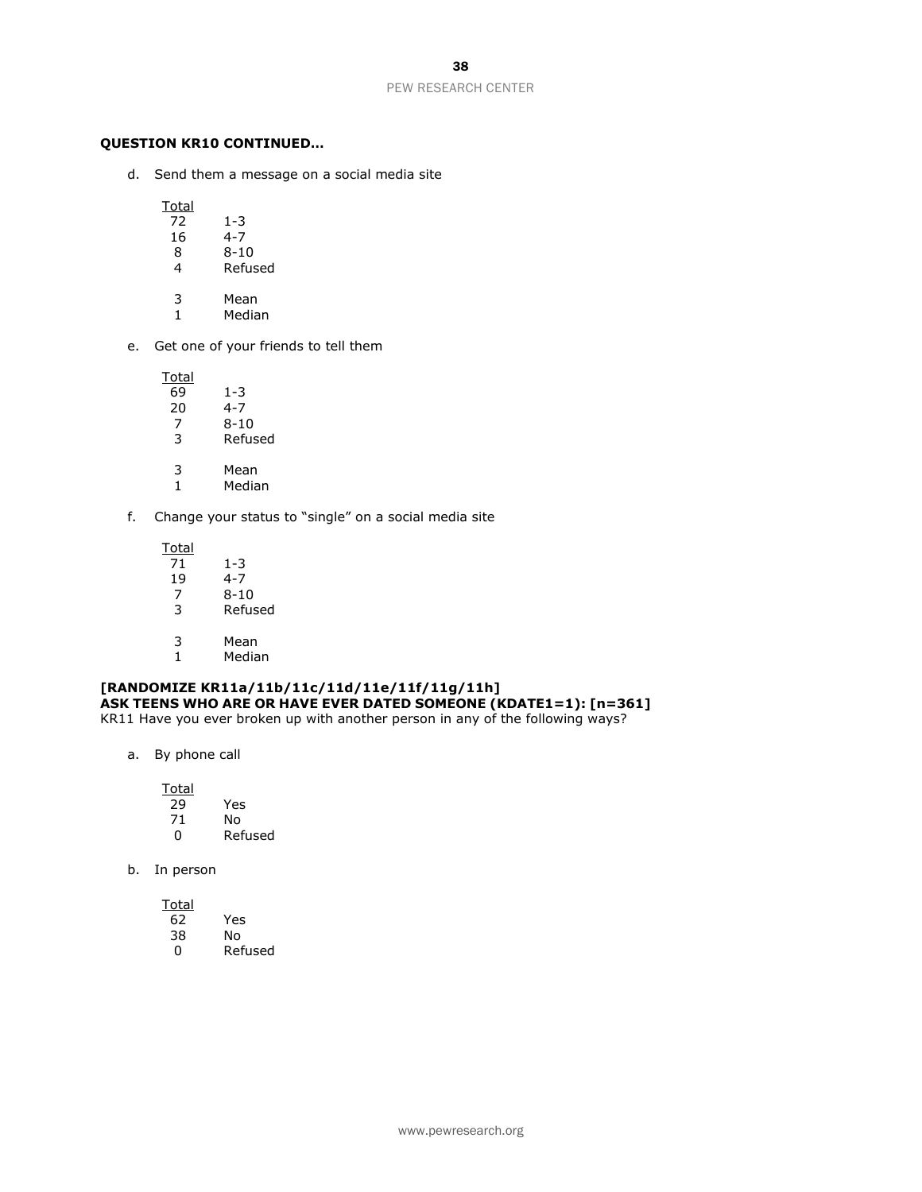**QUESTION KR10 CONTINUED…**

d. Send them a message on a social media site

| Total | |
|---|---|
| 72 | 1-3 |
| 16 | 4-7 |
| 8 | 8-10 |
| 4 | Refused |
| | |
| 3 | Mean |
| 1 | Median |

e. Get one of your friends to tell them

| Total | |
|---|---|
| 69 | 1-3 |
| 20 | 4-7 |
| 7 | 8-10 |
| 3 | Refused |
| | |
| 3 | Mean |
| 1 | Median |

f. Change your status to "single" on a social media site

| Total | |
|---|---|
| 71 | 1-3 |
| 19 | 4-7 |
| 7 | 8-10 |
| 3 | Refused |
| | |
| 3 | Mean |
| 1 | Median |

**[RANDOMIZE KR11a/11b/11c/11d/11e/11f/11g/11h]**
**ASK TEENS WHO ARE OR HAVE EVER DATED SOMEONE (KDATE1=1): [n=361]**
KR11 Have you ever broken up with another person in any of the following ways?

a. By phone call

| Total | |
|---|---|
| 29 | Yes |
| 71 | No |
| 0 | Refused |

b. In person

| Total | |
|---|---|
| 62 | Yes |
| 38 | No |
| 0 | Refused |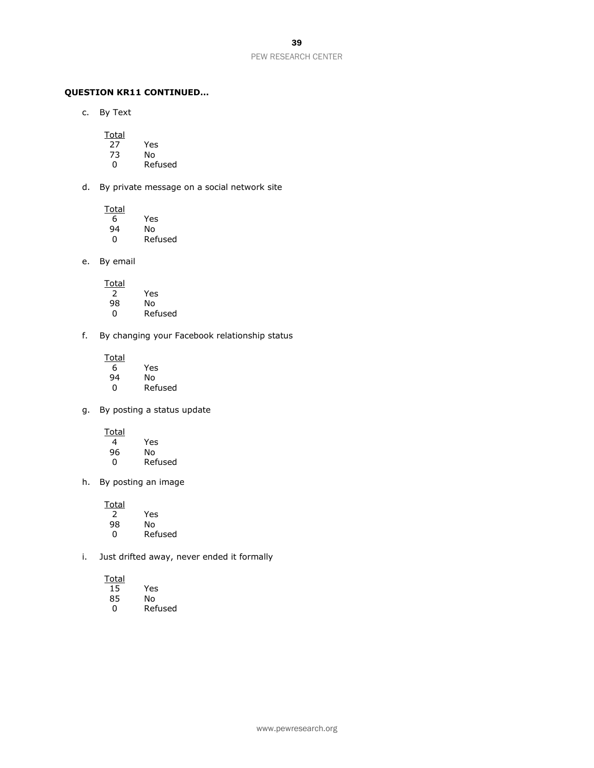**QUESTION KR11 CONTINUED…**

c. By Text

| Total | |
|---|---|
| 27 | Yes |
| 73 | No |
| 0 | Refused |

d. By private message on a social network site

| Total | |
|---|---|
| 6 | Yes |
| 94 | No |
| 0 | Refused |

e. By email

| Total | |
|---|---|
| 2 | Yes |
| 98 | No |
| 0 | Refused |

f. By changing your Facebook relationship status

| Total | |
|---|---|
| 6 | Yes |
| 94 | No |
| 0 | Refused |

g. By posting a status update

| Total | |
|---|---|
| 4 | Yes |
| 96 | No |
| 0 | Refused |

h. By posting an image

| Total | |
|---|---|
| 2 | Yes |
| 98 | No |
| 0 | Refused |

i. Just drifted away, never ended it formally

| Total | |
|---|---|
| 15 | Yes |
| 85 | No |
| 0 | Refused |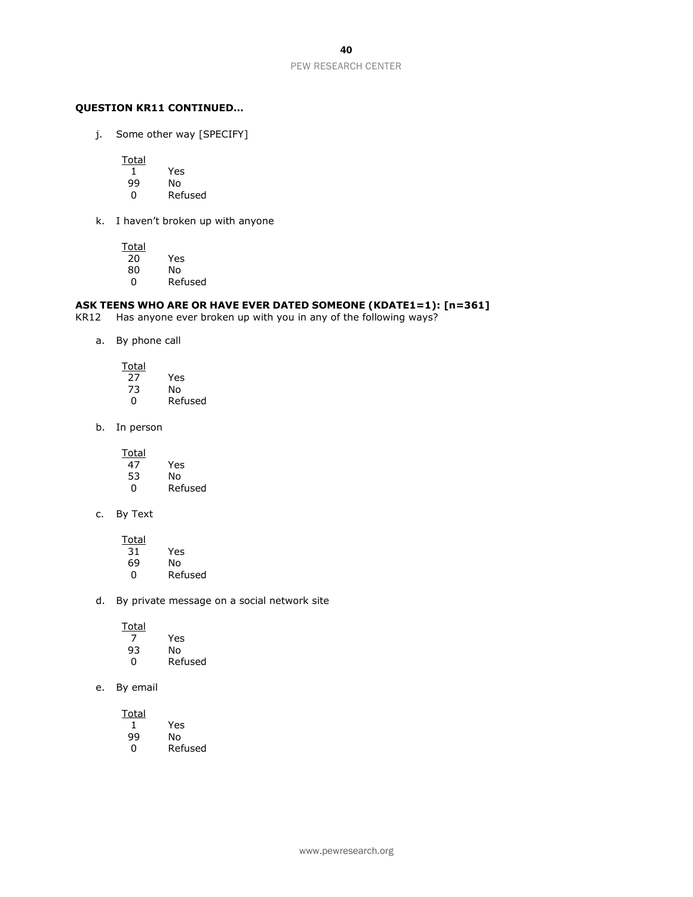**QUESTION KR11 CONTINUED...**

j. Some other way [SPECIFY]

| Total | |
|---|---|
| 1 | Yes |
| 99 | No |
| 0 | Refused |

k. I haven't broken up with anyone

| Total | |
|---|---|
| 20 | Yes |
| 80 | No |
| 0 | Refused |

**ASK TEENS WHO ARE OR HAVE EVER DATED SOMEONE (KDATE1=1): [n=361]**

KR12 Has anyone ever broken up with you in any of the following ways?

a. By phone call

| Total | |
|---|---|
| 27 | Yes |
| 73 | No |
| 0 | Refused |

b. In person

| Total | |
|---|---|
| 47 | Yes |
| 53 | No |
| 0 | Refused |

c. By Text

| Total | |
|---|---|
| 31 | Yes |
| 69 | No |
| 0 | Refused |

d. By private message on a social network site

| Total | |
|---|---|
| 7 | Yes |
| 93 | No |
| 0 | Refused |

e. By email

| Total | |
|---|---|
| 1 | Yes |
| 99 | No |
| 0 | Refused |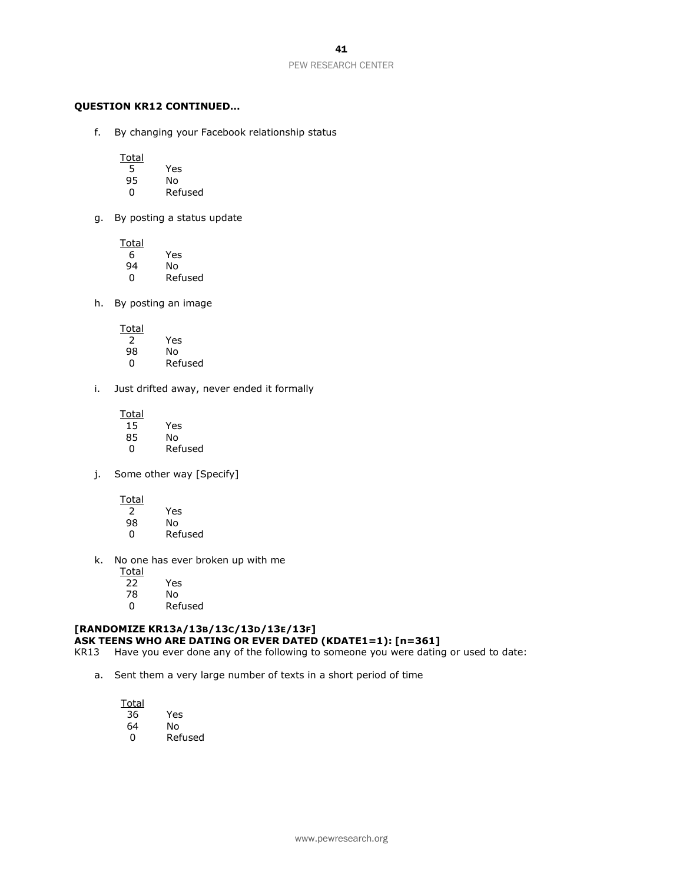**QUESTION KR12 CONTINUED...**

f. By changing your Facebook relationship status

| Total | |
|---|---|
| 5 | Yes |
| 95 | No |
| 0 | Refused |

g. By posting a status update

| Total | |
|---|---|
| 6 | Yes |
| 94 | No |
| 0 | Refused |

h. By posting an image

| Total | |
|---|---|
| 2 | Yes |
| 98 | No |
| 0 | Refused |

i. Just drifted away, never ended it formally

| Total | |
|---|---|
| 15 | Yes |
| 85 | No |
| 0 | Refused |

j. Some other way [Specify]

| Total | |
|---|---|
| 2 | Yes |
| 98 | No |
| 0 | Refused |

k. No one has ever broken up with me

| Total | |
|---|---|
| 22 | Yes |
| 78 | No |
| 0 | Refused |

**[RANDOMIZE KR13A/13B/13C/13D/13E/13F]**
**ASK TEENS WHO ARE DATING OR EVER DATED (KDATE1=1): [n=361]**

KR13 Have you ever done any of the following to someone you were dating or used to date:

a. Sent them a very large number of texts in a short period of time

| Total | |
|---|---|
| 36 | Yes |
| 64 | No |
| 0 | Refused |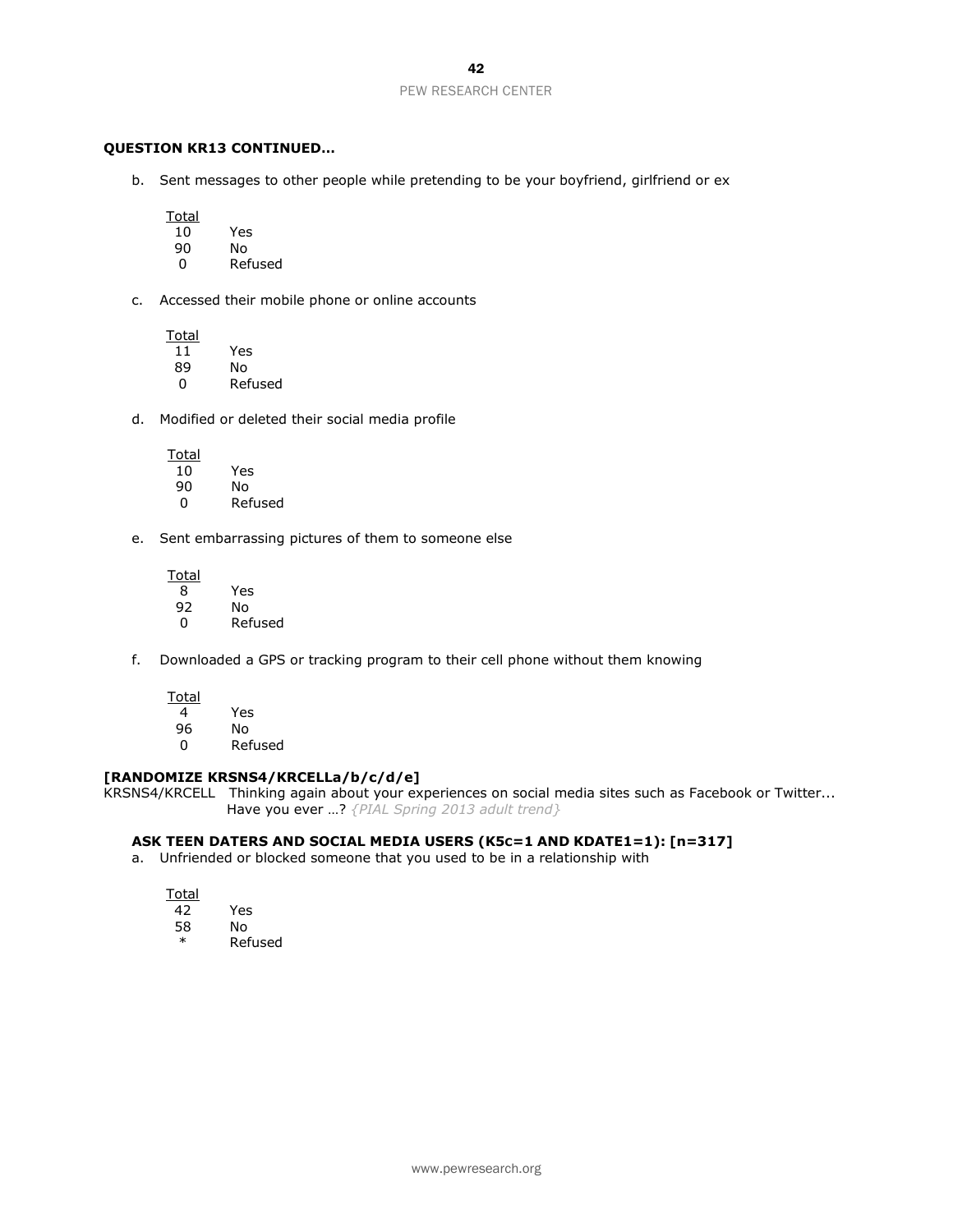**QUESTION KR13 CONTINUED…**

b. Sent messages to other people while pretending to be your boyfriend, girlfriend or ex

| Total | |
|---|---|
| 10 | Yes |
| 90 | No |
| 0 | Refused |

c. Accessed their mobile phone or online accounts

| Total | |
|---|---|
| 11 | Yes |
| 89 | No |
| 0 | Refused |

d. Modified or deleted their social media profile

| Total | |
|---|---|
| 10 | Yes |
| 90 | No |
| 0 | Refused |

e. Sent embarrassing pictures of them to someone else

| Total | |
|---|---|
| 8 | Yes |
| 92 | No |
| 0 | Refused |

f. Downloaded a GPS or tracking program to their cell phone without them knowing

| Total | |
|---|---|
| 4 | Yes |
| 96 | No |
| 0 | Refused |

**[RANDOMIZE KRSNS4/KRCELLa/b/c/d/e]**

KRSNS4/KRCELL Thinking again about your experiences on social media sites such as Facebook or Twitter... Have you ever …? *{PIAL Spring 2013 adult trend}*

**ASK TEEN DATERS AND SOCIAL MEDIA USERS (K5c=1 AND KDATE1=1): [n=317]**

a. Unfriended or blocked someone that you used to be in a relationship with

| Total | |
|---|---|
| 42 | Yes |
| 58 | No |
| * | Refused |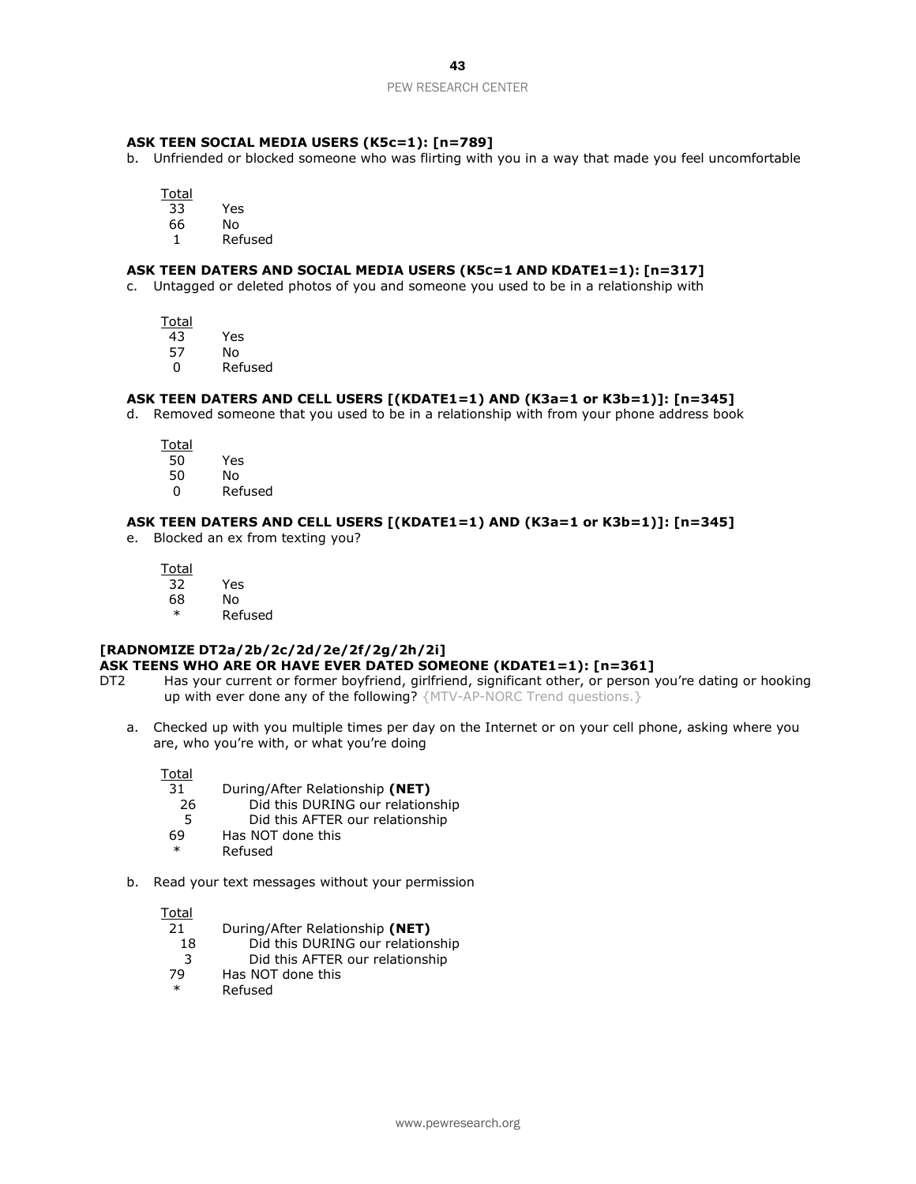**ASK TEEN SOCIAL MEDIA USERS (K5c=1): [n=789]**

b. Unfriended or blocked someone who was flirting with you in a way that made you feel uncomfortable

| Total | |
|---|---|
| 33 | Yes |
| 66 | No |
| 1 | Refused |

**ASK TEEN DATERS AND SOCIAL MEDIA USERS (K5C=1 AND KDATE1=1): [n=317]**

c. Untagged or deleted photos of you and someone you used to be in a relationship with

| Total | |
|---|---|
| 43 | Yes |
| 57 | No |
| 0 | Refused |

**ASK TEEN DATERS AND CELL USERS [(KDATE1=1) AND (K3a=1 or K3b=1)]: [n=345]**

d. Removed someone that you used to be in a relationship with from your phone address book

| Total | |
|---|---|
| 50 | Yes |
| 50 | No |
| 0 | Refused |

**ASK TEEN DATERS AND CELL USERS [(KDATE1=1) AND (K3a=1 or K3b=1)]: [n=345]**

e. Blocked an ex from texting you?

| Total | |
|---|---|
| 32 | Yes |
| 68 | No |
| * | Refused |

**[RADNOMIZE DT2a/2b/2c/2d/2e/2f/2g/2h/2i]**
**ASK TEENS WHO ARE OR HAVE EVER DATED SOMEONE (KDATE1=1): [n=361]**

DT2 Has your current or former boyfriend, girlfriend, significant other, or person you're dating or hooking up with ever done any of the following? {MTV-AP-NORC Trend questions.}

a. Checked up with you multiple times per day on the Internet or on your cell phone, asking where you are, who you're with, or what you're doing

| Total | |
|---|---|
| 31 | During/After Relationship **(NET)** |
| 26 | Did this DURING our relationship |
| 5 | Did this AFTER our relationship |
| 69 | Has NOT done this |
| * | Refused |

b. Read your text messages without your permission

| Total | |
|---|---|
| 21 | During/After Relationship **(NET)** |
| 18 | Did this DURING our relationship |
| 3 | Did this AFTER our relationship |
| 79 | Has NOT done this |
| * | Refused |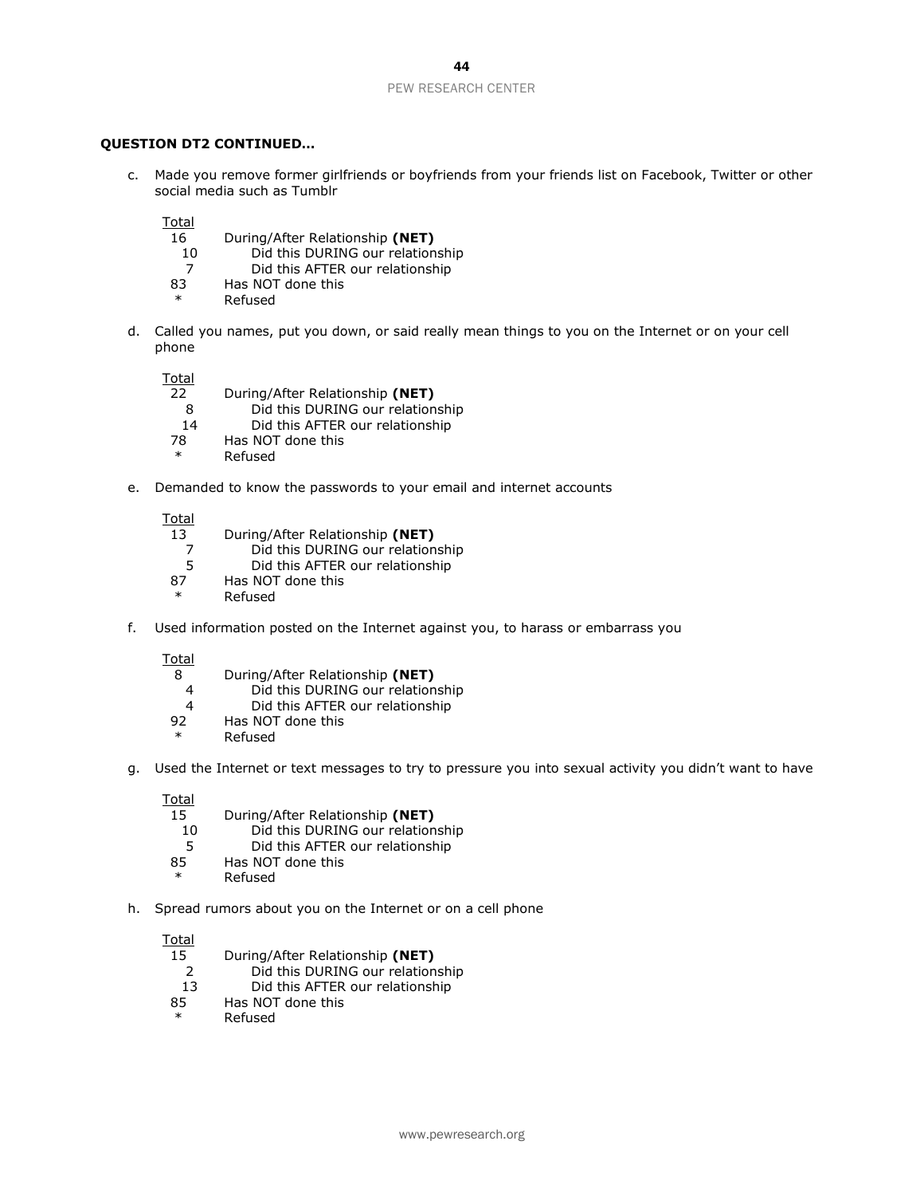**QUESTION DT2 CONTINUED…**

c. Made you remove former girlfriends or boyfriends from your friends list on Facebook, Twitter or other social media such as Tumblr

| Total | |
|---|---|
| 16 | During/After Relationship **(NET)** |
| 10 | Did this DURING our relationship |
| 7 | Did this AFTER our relationship |
| 83 | Has NOT done this |
| * | Refused |

d. Called you names, put you down, or said really mean things to you on the Internet or on your cell phone

| Total | |
|---|---|
| 22 | During/After Relationship **(NET)** |
| 8 | Did this DURING our relationship |
| 14 | Did this AFTER our relationship |
| 78 | Has NOT done this |
| * | Refused |

e. Demanded to know the passwords to your email and internet accounts

| Total | |
|---|---|
| 13 | During/After Relationship **(NET)** |
| 7 | Did this DURING our relationship |
| 5 | Did this AFTER our relationship |
| 87 | Has NOT done this |
| * | Refused |

f. Used information posted on the Internet against you, to harass or embarrass you

| Total | |
|---|---|
| 8 | During/After Relationship **(NET)** |
| 4 | Did this DURING our relationship |
| 4 | Did this AFTER our relationship |
| 92 | Has NOT done this |
| * | Refused |

g. Used the Internet or text messages to try to pressure you into sexual activity you didn't want to have

| Total | |
|---|---|
| 15 | During/After Relationship **(NET)** |
| 10 | Did this DURING our relationship |
| 5 | Did this AFTER our relationship |
| 85 | Has NOT done this |
| * | Refused |

h. Spread rumors about you on the Internet or on a cell phone

| Total | |
|---|---|
| 15 | During/After Relationship **(NET)** |
| 2 | Did this DURING our relationship |
| 13 | Did this AFTER our relationship |
| 85 | Has NOT done this |
| * | Refused |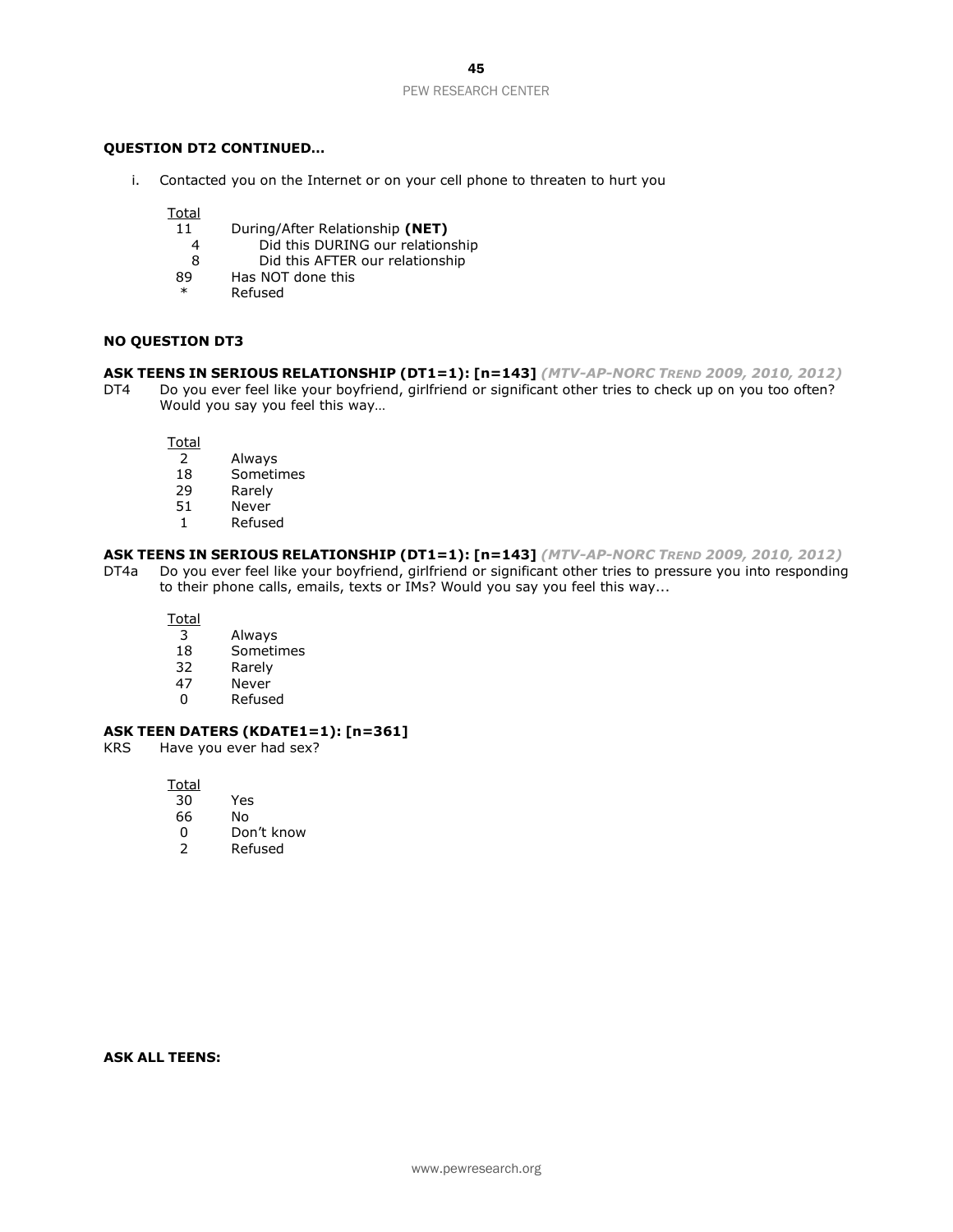**QUESTION DT2 CONTINUED…**

i. Contacted you on the Internet or on your cell phone to threaten to hurt you

| Total | |
|---|---|
| 11 | During/After Relationship **(NET)** |
| 4 | Did this DURING our relationship |
| 8 | Did this AFTER our relationship |
| 89 | Has NOT done this |
| * | Refused |

**NO QUESTION DT3**

**ASK TEENS IN SERIOUS RELATIONSHIP (DT1=1): [n=143]** ***(MTV-AP-NORC TREND 2009, 2010, 2012)***

DT4 Do you ever feel like your boyfriend, girlfriend or significant other tries to check up on you too often? Would you say you feel this way…

| Total | |
|---|---|
| 2 | Always |
| 18 | Sometimes |
| 29 | Rarely |
| 51 | Never |
| 1 | Refused |

**ASK TEENS IN SERIOUS RELATIONSHIP (DT1=1): [n=143]** ***(MTV-AP-NORC TREND 2009, 2010, 2012)***

DT4a Do you ever feel like your boyfriend, girlfriend or significant other tries to pressure you into responding to their phone calls, emails, texts or IMs? Would you say you feel this way...

| Total | |
|---|---|
| 3 | Always |
| 18 | Sometimes |
| 32 | Rarely |
| 47 | Never |
| 0 | Refused |

**ASK TEEN DATERS (KDATE1=1): [n=361]**

KRS Have you ever had sex?

| Total | |
|---|---|
| 30 | Yes |
| 66 | No |
| 0 | Don't know |
| 2 | Refused |

**ASK ALL TEENS:**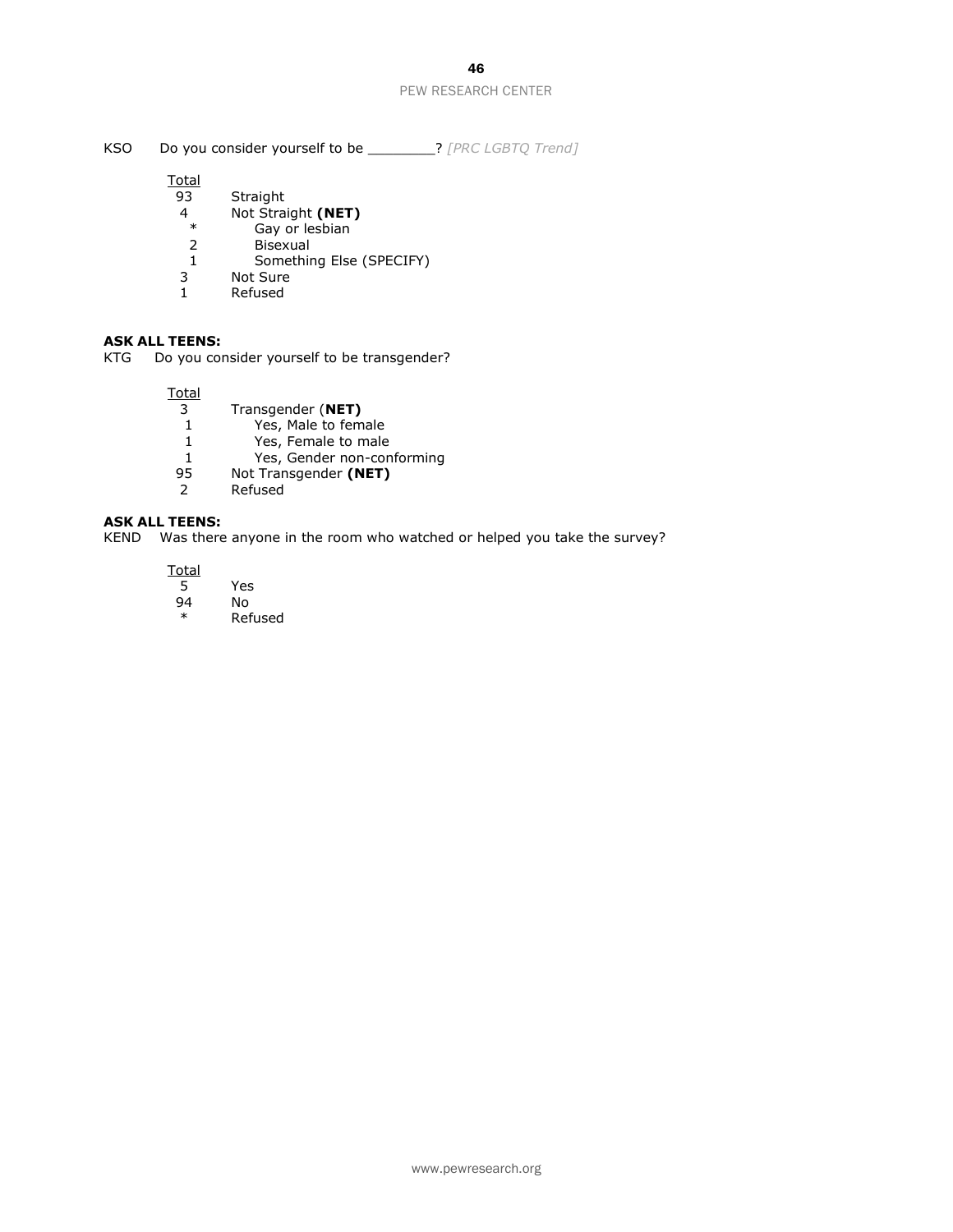KSO Do you consider yourself to be ________? *[PRC LGBTQ Trend]*

| Total | |
|---|---|
| 93 | Straight |
| 4 | Not Straight **(NET)** |
| * | Gay or lesbian |
| 2 | Bisexual |
| 1 | Something Else (SPECIFY) |
| 3 | Not Sure |
| 1 | Refused |

**ASK ALL TEENS:**
KTG Do you consider yourself to be transgender?

| Total | |
|---|---|
| 3 | Transgender (**NET)** |
| 1 | Yes, Male to female |
| 1 | Yes, Female to male |
| 1 | Yes, Gender non-conforming |
| 95 | Not Transgender **(NET)** |
| 2 | Refused |

**ASK ALL TEENS:**
KEND Was there anyone in the room who watched or helped you take the survey?

| Total | |
|---|---|
| 5 | Yes |
| 94 | No |
| * | Refused |